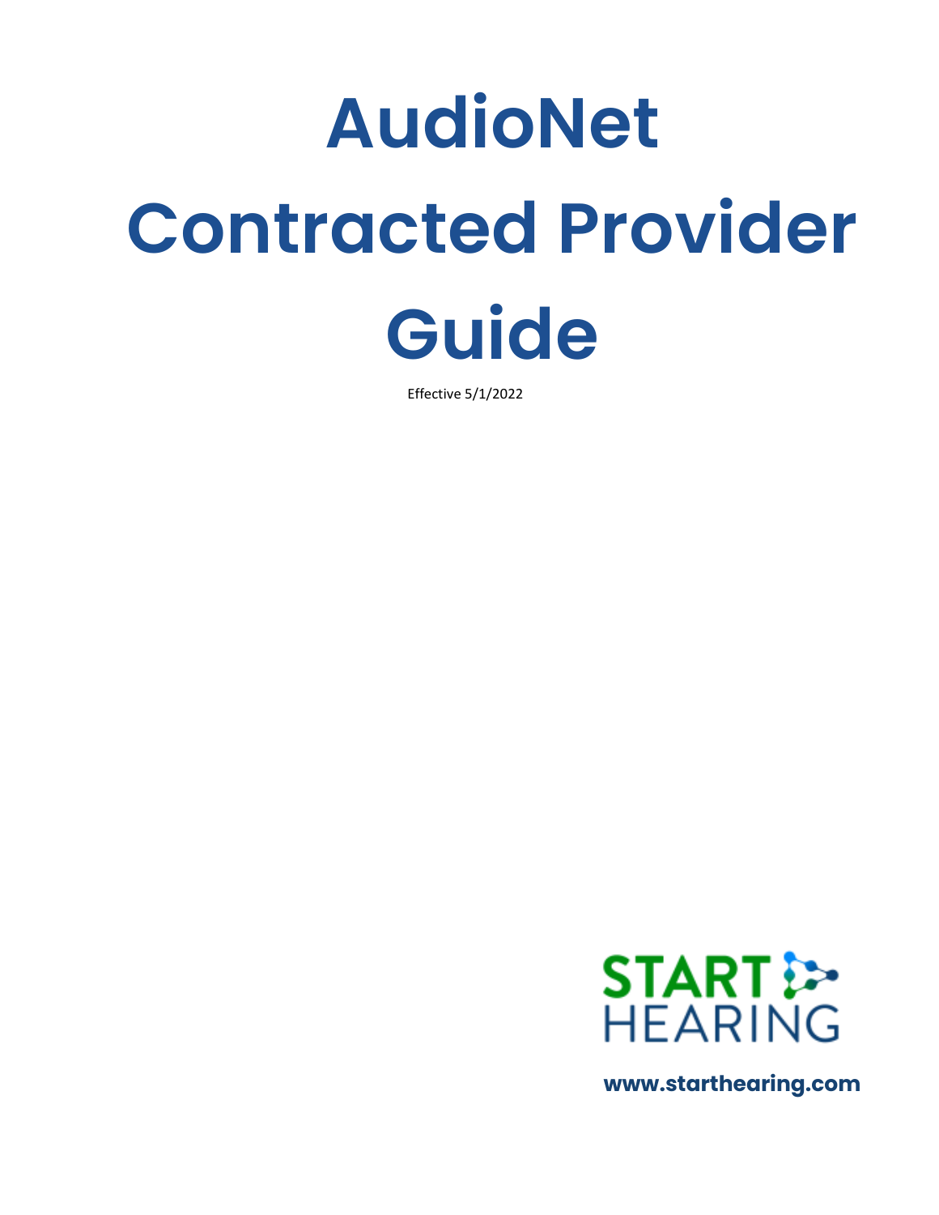# AudioNet Contracted Provider Guide

Effective 5/1/2022

START HEARING

www.starthearing.com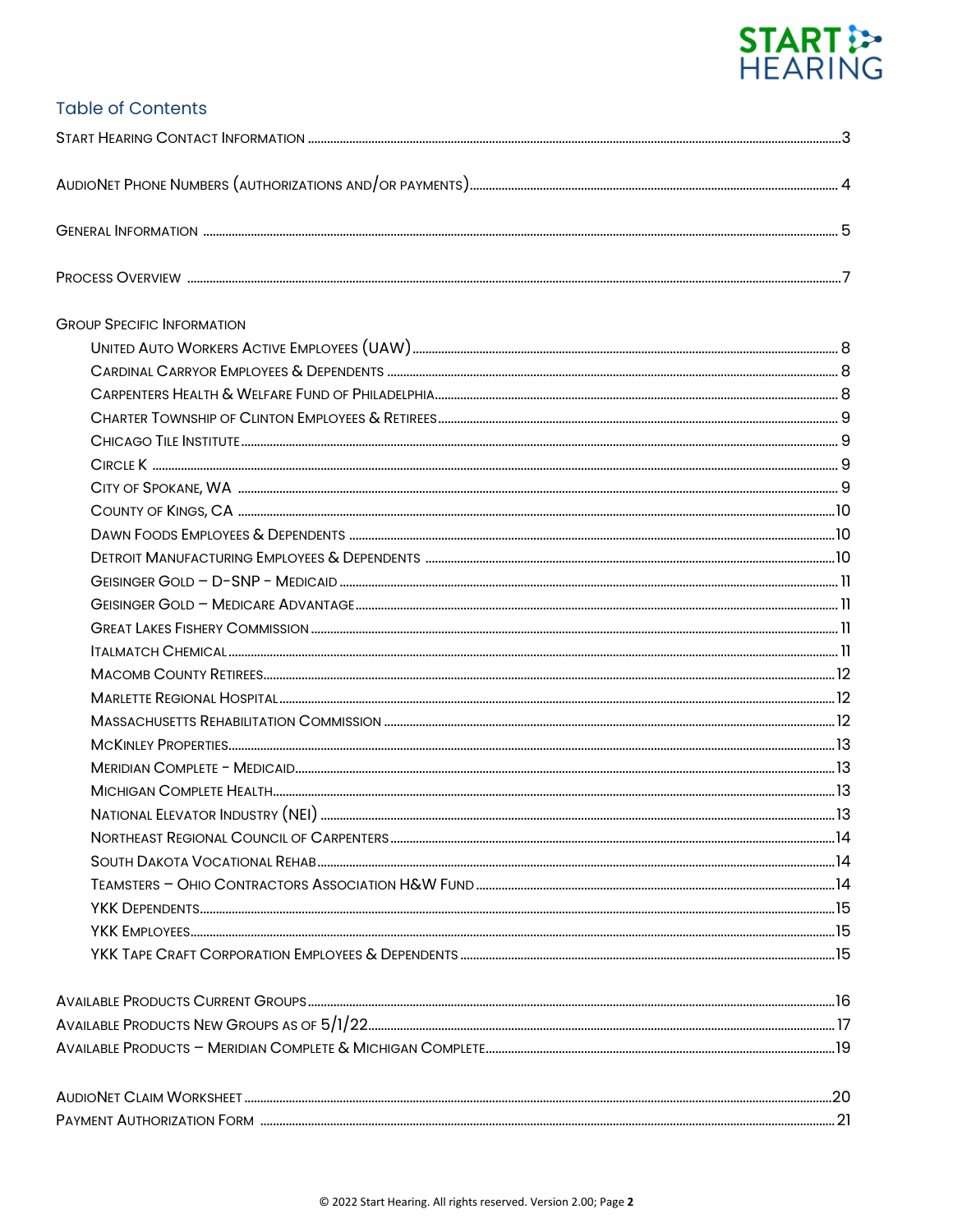# Table of Contents

Start Hearing Contact Information ..... 3

AudioNet Phone Numbers (authorizations and/or payments) ..... 4

General Information ..... 5

Process Overview ..... 7

Group Specific Information

- United Auto Workers Active Employees (UAW) ..... 8
- Cardinal Carryor Employees & Dependents ..... 8
- Carpenters Health & Welfare Fund of Philadelphia ..... 8
- Charter Township of Clinton Employees & Retirees ..... 9
- Chicago Tile Institute ..... 9
- Circle K ..... 9
- City of Spokane, WA ..... 9
- County of Kings, CA ..... 10
- Dawn Foods Employees & Dependents ..... 10
- Detroit Manufacturing Employees & Dependents ..... 10
- Geisinger Gold – D-SNP - Medicaid ..... 11
- Geisinger Gold – Medicare Advantage ..... 11
- Great Lakes Fishery Commission ..... 11
- Italmatch Chemical ..... 11
- Macomb County Retirees ..... 12
- Marlette Regional Hospital ..... 12
- Massachusetts Rehabilitation Commission ..... 12
- McKinley Properties ..... 13
- Meridian Complete - Medicaid ..... 13
- Michigan Complete Health ..... 13
- National Elevator Industry (NEI) ..... 13
- Northeast Regional Council of Carpenters ..... 14
- South Dakota Vocational Rehab ..... 14
- Teamsters – Ohio Contractors Association H&W Fund ..... 14
- YKK Dependents ..... 15
- YKK Employees ..... 15
- YKK Tape Craft Corporation Employees & Dependents ..... 15

Available Products Current Groups ..... 16
Available Products New Groups as of 5/1/22 ..... 17
Available Products – Meridian Complete & Michigan Complete ..... 19

AudioNet Claim Worksheet ..... 20
Payment Authorization Form ..... 21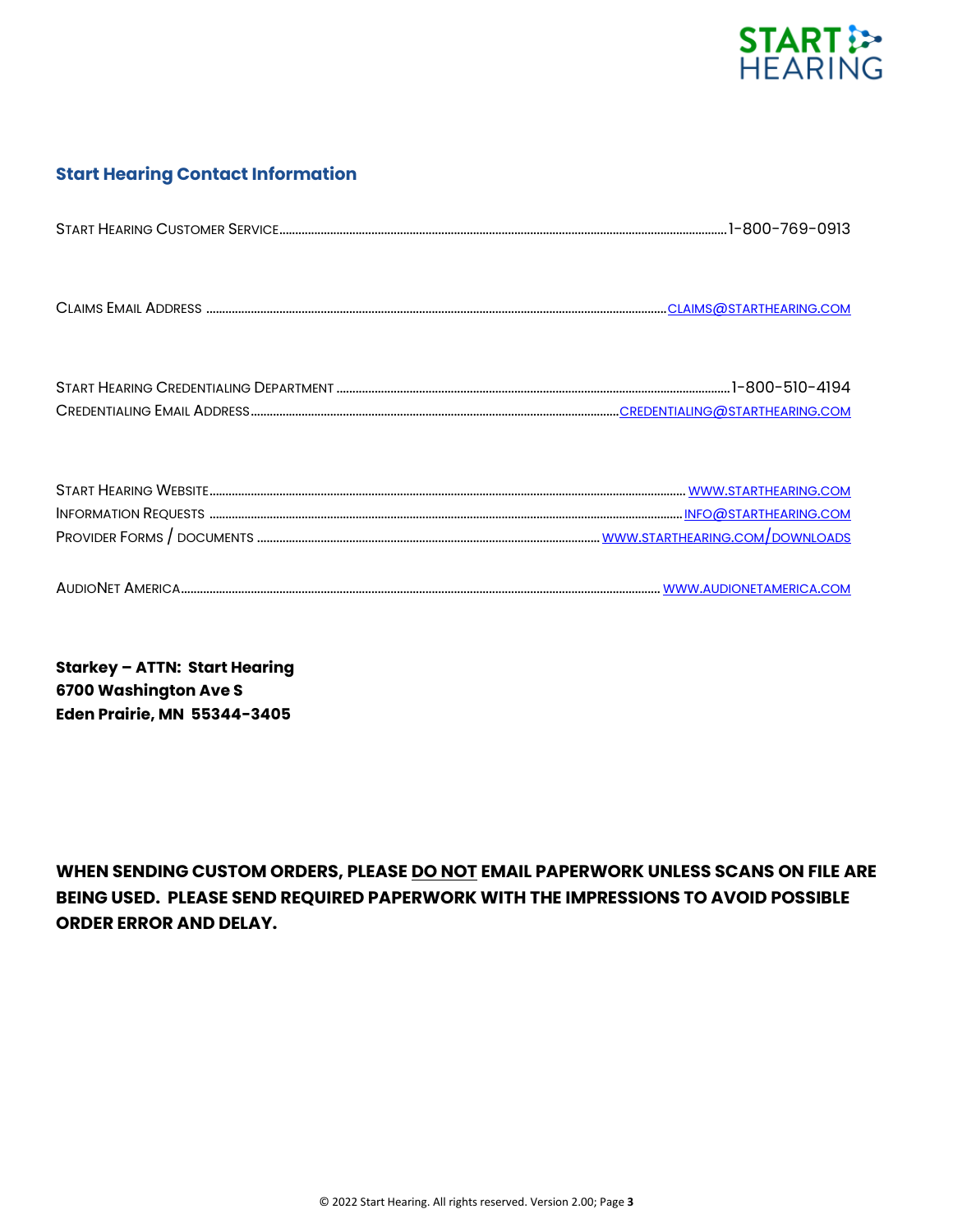## Start Hearing Contact Information

START HEARING CUSTOMER SERVICE............ 1-800-769-0913

CLAIMS EMAIL ADDRESS ............ CLAIMS@STARTHEARING.COM

START HEARING CREDENTIALING DEPARTMENT ............ 1-800-510-4194
CREDENTIALING EMAIL ADDRESS............ CREDENTIALING@STARTHEARING.COM

START HEARING WEBSITE............ WWW.STARTHEARING.COM
INFORMATION REQUESTS ............ INFO@STARTHEARING.COM
PROVIDER FORMS / DOCUMENTS ............ WWW.STARTHEARING.COM/DOWNLOADS

AUDIONET AMERICA............ WWW.AUDIONETAMERICA.COM

**Starkey – ATTN: Start Hearing**
**6700 Washington Ave S**
**Eden Prairie, MN 55344-3405**

**WHEN SENDING CUSTOM ORDERS, PLEASE DO NOT EMAIL PAPERWORK UNLESS SCANS ON FILE ARE BEING USED. PLEASE SEND REQUIRED PAPERWORK WITH THE IMPRESSIONS TO AVOID POSSIBLE ORDER ERROR AND DELAY.**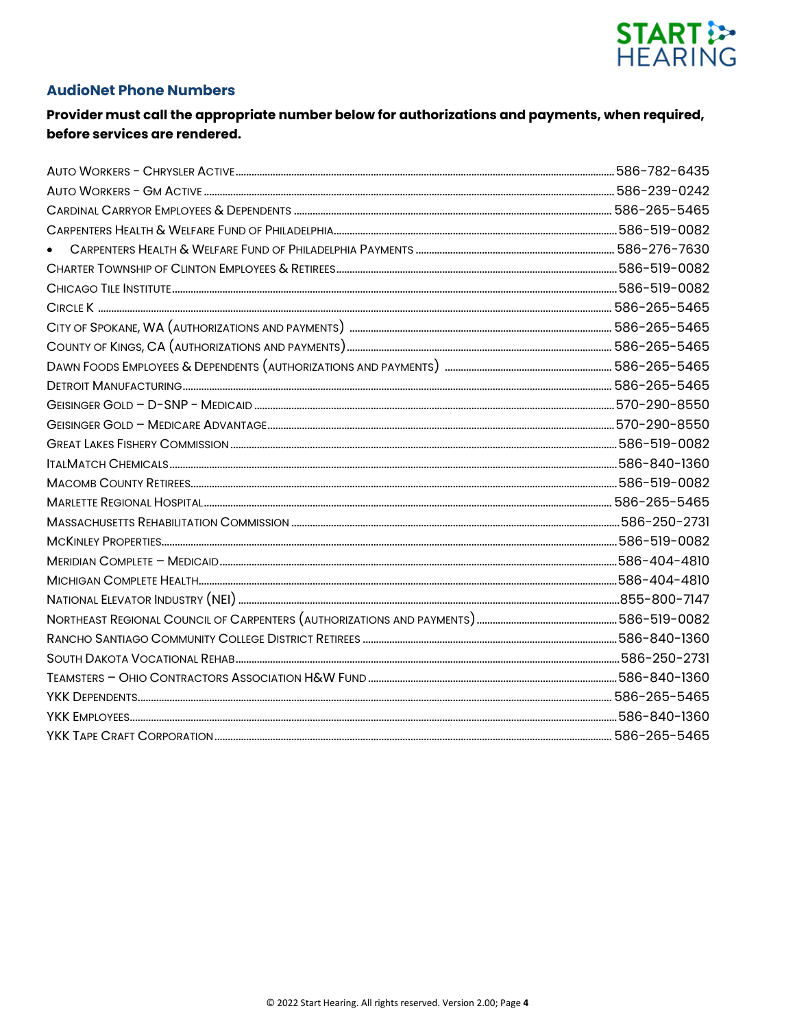## AudioNet Phone Numbers

**Provider must call the appropriate number below for authorizations and payments, when required, before services are rendered.**

Auto Workers - Chrysler Active .......... 586-782-6435
Auto Workers - GM Active .......... 586-239-0242
Cardinal Carryor Employees & Dependents .......... 586-265-5465
Carpenters Health & Welfare Fund of Philadelphia .......... 586-519-0082
- Carpenters Health & Welfare Fund of Philadelphia Payments .......... 586-276-7630

Charter Township of Clinton Employees & Retirees .......... 586-519-0082
Chicago Tile Institute .......... 586-519-0082
Circle K .......... 586-265-5465
City of Spokane, WA (authorizations and payments) .......... 586-265-5465
County of Kings, CA (authorizations and payments) .......... 586-265-5465
Dawn Foods Employees & Dependents (authorizations and payments) .......... 586-265-5465
Detroit Manufacturing .......... 586-265-5465
Geisinger Gold – D-SNP - Medicaid .......... 570-290-8550
Geisinger Gold – Medicare Advantage .......... 570-290-8550
Great Lakes Fishery Commission .......... 586-519-0082
ItalMatch Chemicals .......... 586-840-1360
Macomb County Retirees .......... 586-519-0082
Marlette Regional Hospital .......... 586-265-5465
Massachusetts Rehabilitation Commission .......... 586-250-2731
McKinley Properties .......... 586-519-0082
Meridian Complete – Medicaid .......... 586-404-4810
Michigan Complete Health .......... 586-404-4810
National Elevator Industry (NEI) .......... 855-800-7147
Northeast Regional Council of Carpenters (authorizations and payments) .......... 586-519-0082
Rancho Santiago Community College District Retirees .......... 586-840-1360
South Dakota Vocational Rehab .......... 586-250-2731
Teamsters – Ohio Contractors Association H&W Fund .......... 586-840-1360
YKK Dependents .......... 586-265-5465
YKK Employees .......... 586-840-1360
YKK Tape Craft Corporation .......... 586-265-5465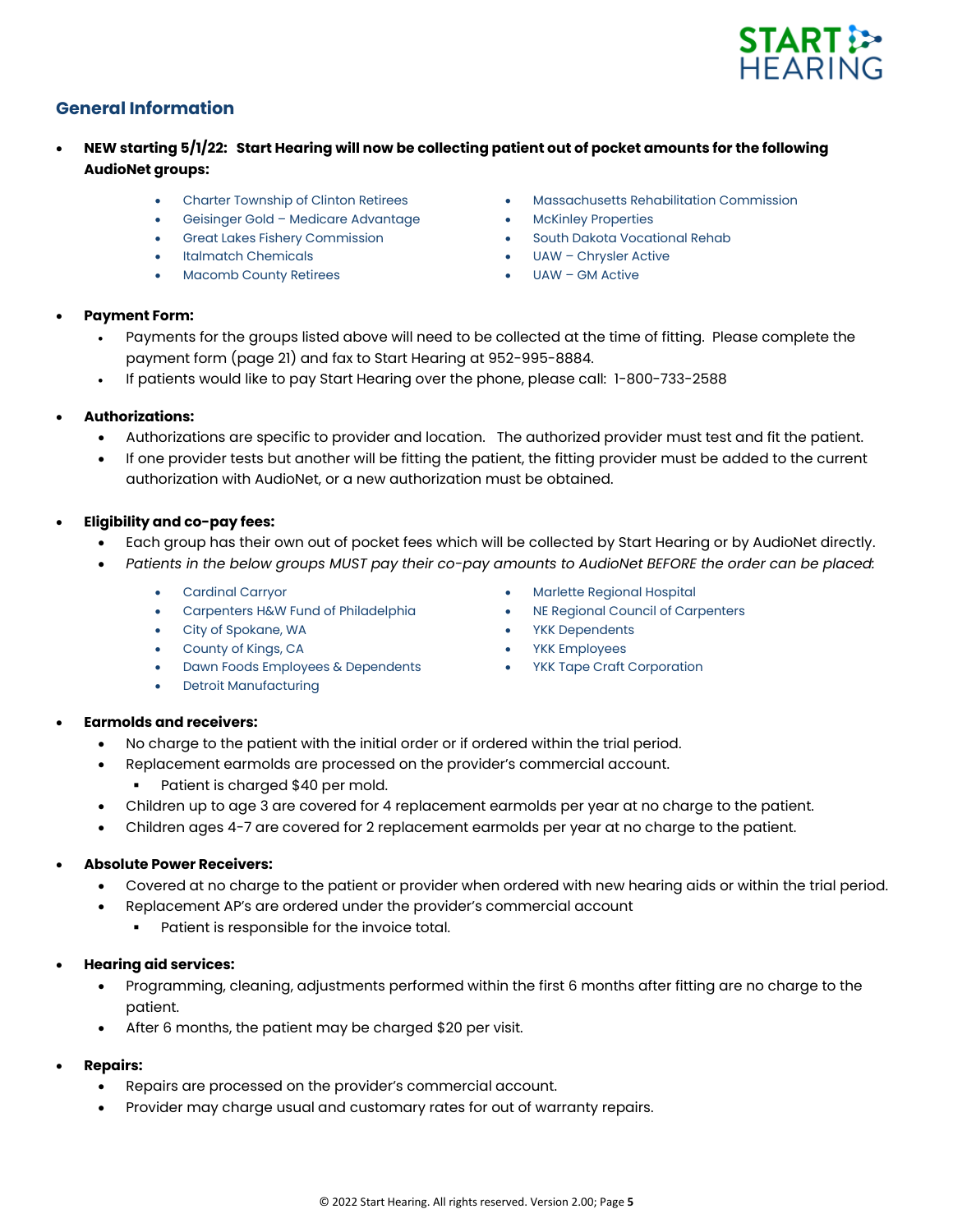## General Information

- **NEW starting 5/1/22: Start Hearing will now be collecting patient out of pocket amounts for the following AudioNet groups:**
  - Charter Township of Clinton Retirees
  - Geisinger Gold – Medicare Advantage
  - Great Lakes Fishery Commission
  - Italmatch Chemicals
  - Macomb County Retirees
  - Massachusetts Rehabilitation Commission
  - McKinley Properties
  - South Dakota Vocational Rehab
  - UAW – Chrysler Active
  - UAW – GM Active

- **Payment Form:**
  - Payments for the groups listed above will need to be collected at the time of fitting. Please complete the payment form (page 21) and fax to Start Hearing at 952-995-8884.
  - If patients would like to pay Start Hearing over the phone, please call: 1-800-733-2588

- **Authorizations:**
  - Authorizations are specific to provider and location. The authorized provider must test and fit the patient.
  - If one provider tests but another will be fitting the patient, the fitting provider must be added to the current authorization with AudioNet, or a new authorization must be obtained.

- **Eligibility and co-pay fees:**
  - Each group has their own out of pocket fees which will be collected by Start Hearing or by AudioNet directly.
  - *Patients in the below groups MUST pay their co-pay amounts to AudioNet BEFORE the order can be placed*:
    - Cardinal Carryor
    - Carpenters H&W Fund of Philadelphia
    - City of Spokane, WA
    - County of Kings, CA
    - Dawn Foods Employees & Dependents
    - Detroit Manufacturing
    - Marlette Regional Hospital
    - NE Regional Council of Carpenters
    - YKK Dependents
    - YKK Employees
    - YKK Tape Craft Corporation

- **Earmolds and receivers:**
  - No charge to the patient with the initial order or if ordered within the trial period.
  - Replacement earmolds are processed on the provider's commercial account.
    - Patient is charged $40 per mold.
  - Children up to age 3 are covered for 4 replacement earmolds per year at no charge to the patient.
  - Children ages 4-7 are covered for 2 replacement earmolds per year at no charge to the patient.

- **Absolute Power Receivers:**
  - Covered at no charge to the patient or provider when ordered with new hearing aids or within the trial period.
  - Replacement AP's are ordered under the provider's commercial account
    - Patient is responsible for the invoice total.

- **Hearing aid services:**
  - Programming, cleaning, adjustments performed within the first 6 months after fitting are no charge to the patient.
  - After 6 months, the patient may be charged $20 per visit.

- **Repairs:**
  - Repairs are processed on the provider's commercial account.
  - Provider may charge usual and customary rates for out of warranty repairs.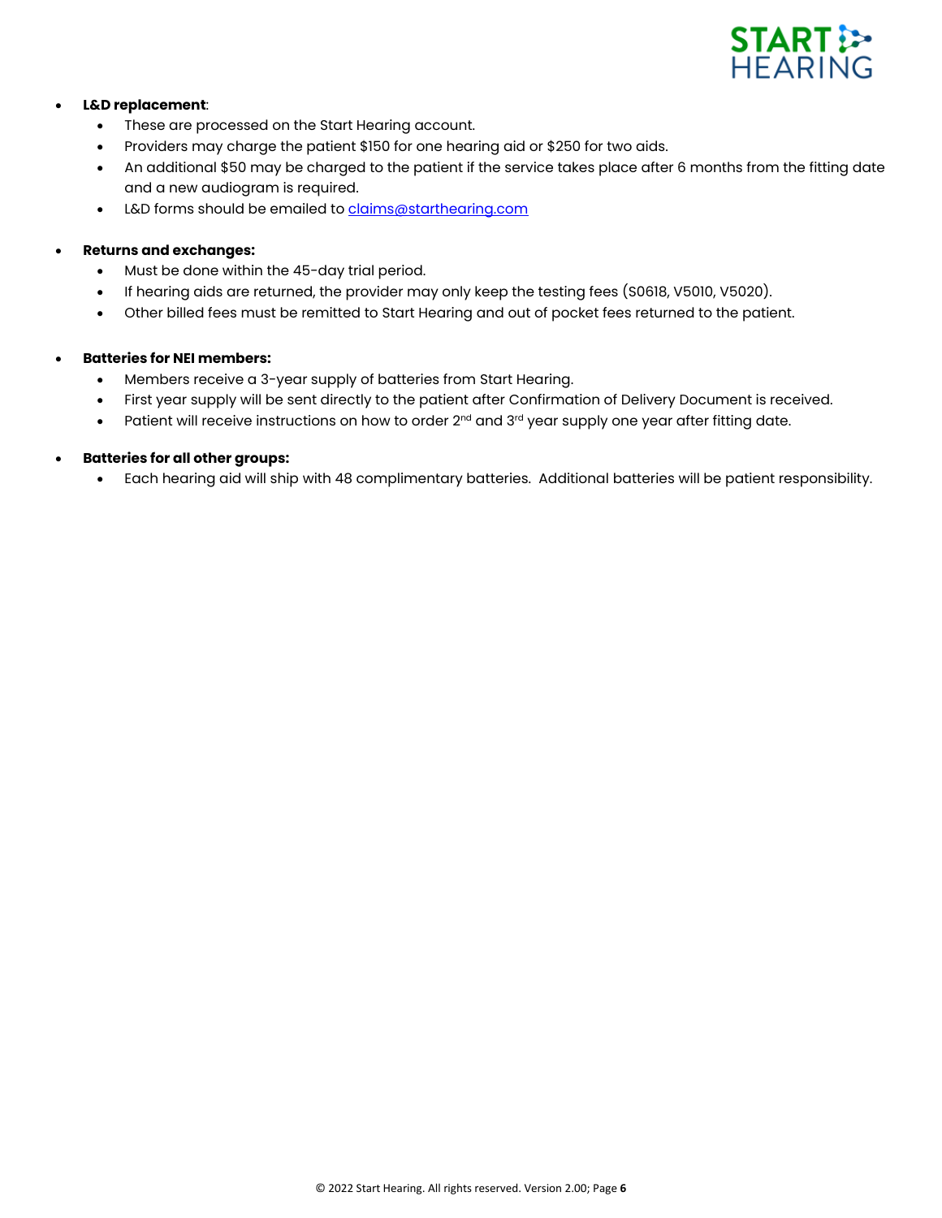- **L&D replacement**:
  - These are processed on the Start Hearing account.
  - Providers may charge the patient $150 for one hearing aid or $250 for two aids.
  - An additional $50 may be charged to the patient if the service takes place after 6 months from the fitting date and a new audiogram is required.
  - L&D forms should be emailed to claims@starthearing.com

- **Returns and exchanges:**
  - Must be done within the 45-day trial period.
  - If hearing aids are returned, the provider may only keep the testing fees (S0618, V5010, V5020).
  - Other billed fees must be remitted to Start Hearing and out of pocket fees returned to the patient.

- **Batteries for NEI members:**
  - Members receive a 3-year supply of batteries from Start Hearing.
  - First year supply will be sent directly to the patient after Confirmation of Delivery Document is received.
  - Patient will receive instructions on how to order 2nd and 3rd year supply one year after fitting date.

- **Batteries for all other groups:**
  - Each hearing aid will ship with 48 complimentary batteries. Additional batteries will be patient responsibility.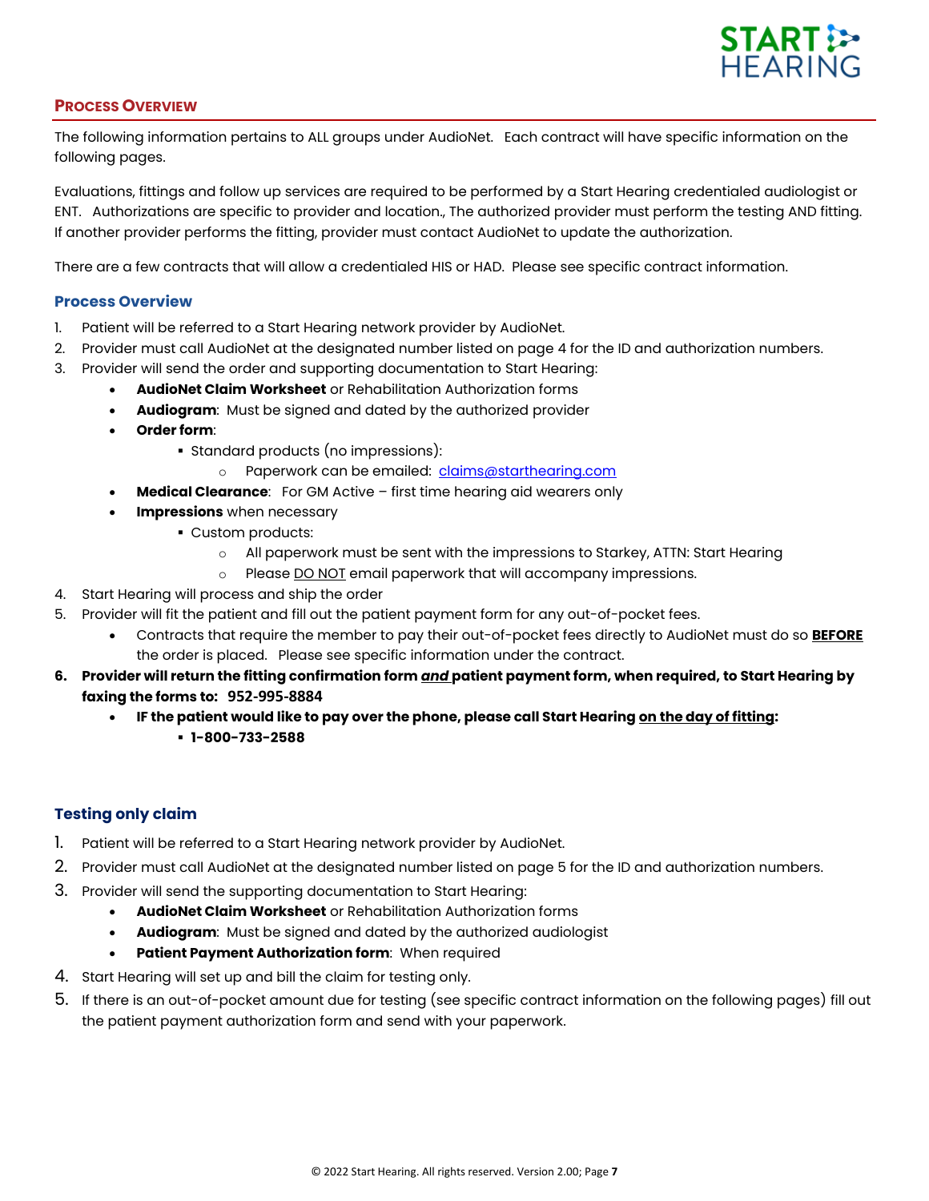## Process Overview

The following information pertains to ALL groups under AudioNet. Each contract will have specific information on the following pages.

Evaluations, fittings and follow up services are required to be performed by a Start Hearing credentialed audiologist or ENT. Authorizations are specific to provider and location., The authorized provider must perform the testing AND fitting. If another provider performs the fitting, provider must contact AudioNet to update the authorization.

There are a few contracts that will allow a credentialed HIS or HAD. Please see specific contract information.

### Process Overview

1. Patient will be referred to a Start Hearing network provider by AudioNet.
2. Provider must call AudioNet at the designated number listed on page 4 for the ID and authorization numbers.
3. Provider will send the order and supporting documentation to Start Hearing:
   - **AudioNet Claim Worksheet** or Rehabilitation Authorization forms
   - **Audiogram**: Must be signed and dated by the authorized provider
   - **Order form**:
     - Standard products (no impressions):
       - Paperwork can be emailed: claims@starthearing.com
   - **Medical Clearance**: For GM Active – first time hearing aid wearers only
   - **Impressions** when necessary
     - Custom products:
       - All paperwork must be sent with the impressions to Starkey, ATTN: Start Hearing
       - Please DO NOT email paperwork that will accompany impressions.
4. Start Hearing will process and ship the order
5. Provider will fit the patient and fill out the patient payment form for any out-of-pocket fees.
   - Contracts that require the member to pay their out-of-pocket fees directly to AudioNet must do so **BEFORE** the order is placed. Please see specific information under the contract.
6. **Provider will return the fitting confirmation form *and* patient payment form, when required, to Start Hearing by faxing the forms to: 952-995-8884**
   - **IF the patient would like to pay over the phone, please call Start Hearing on the day of fitting:**
     - **1-800-733-2588**

### Testing only claim

1. Patient will be referred to a Start Hearing network provider by AudioNet.
2. Provider must call AudioNet at the designated number listed on page 5 for the ID and authorization numbers.
3. Provider will send the supporting documentation to Start Hearing:
   - **AudioNet Claim Worksheet** or Rehabilitation Authorization forms
   - **Audiogram**: Must be signed and dated by the authorized audiologist
   - **Patient Payment Authorization form**: When required
4. Start Hearing will set up and bill the claim for testing only.
5. If there is an out-of-pocket amount due for testing (see specific contract information on the following pages) fill out the patient payment authorization form and send with your paperwork.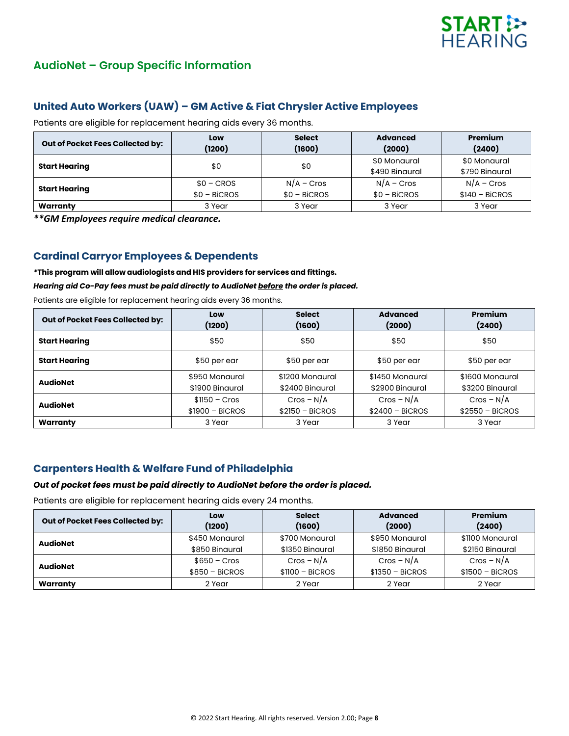## AudioNet – Group Specific Information

### United Auto Workers (UAW) – GM Active & Fiat Chrysler Active Employees

Patients are eligible for replacement hearing aids every 36 months.

| Out of Pocket Fees Collected by: | Low (1200) | Select (1600) | Advanced (2000) | Premium (2400) |
|---|---|---|---|---|
| **Start Hearing** | $0 | $0 | $0 Monaural<br>$490 Binaural | $0 Monaural<br>$790 Binaural |
| **Start Hearing** | $0 – CROS<br>$0 – BiCROS | N/A – Cros<br>$0 – BiCROS | N/A – Cros<br>$0 – BiCROS | N/A – Cros<br>$140 – BiCROS |
| **Warranty** | 3 Year | 3 Year | 3 Year | 3 Year |

***\*\*GM Employees require medical clearance.***

### Cardinal Carryor Employees & Dependents

***This program will allow audiologists and HIS providers for services and fittings.**

***Hearing aid Co-Pay fees must be paid directly to AudioNet <u>before</u> the order is placed.***

Patients are eligible for replacement hearing aids every 36 months.

| Out of Pocket Fees Collected by: | Low (1200) | Select (1600) | Advanced (2000) | Premium (2400) |
|---|---|---|---|---|
| **Start Hearing** | $50 | $50 | $50 | $50 |
| **Start Hearing** | $50 per ear | $50 per ear | $50 per ear | $50 per ear |
| **AudioNet** | $950 Monaural<br>$1900 Binaural | $1200 Monaural<br>$2400 Binaural | $1450 Monaural<br>$2900 Binaural | $1600 Monaural<br>$3200 Binaural |
| **AudioNet** | $1150 – Cros<br>$1900 – BiCROS | Cros – N/A<br>$2150 – BiCROS | Cros – N/A<br>$2400 – BiCROS | Cros – N/A<br>$2550 – BiCROS |
| **Warranty** | 3 Year | 3 Year | 3 Year | 3 Year |

### Carpenters Health & Welfare Fund of Philadelphia

***Out of pocket fees must be paid directly to AudioNet <u>before</u> the order is placed.***

Patients are eligible for replacement hearing aids every 24 months.

| Out of Pocket Fees Collected by: | Low (1200) | Select (1600) | Advanced (2000) | Premium (2400) |
|---|---|---|---|---|
| **AudioNet** | $450 Monaural<br>$850 Binaural | $700 Monaural<br>$1350 Binaural | $950 Monaural<br>$1850 Binaural | $1100 Monaural<br>$2150 Binaural |
| **AudioNet** | $650 – Cros<br>$850 – BiCROS | Cros – N/A<br>$1100 – BiCROS | Cros – N/A<br>$1350 – BiCROS | Cros – N/A<br>$1500 – BiCROS |
| **Warranty** | 2 Year | 2 Year | 2 Year | 2 Year |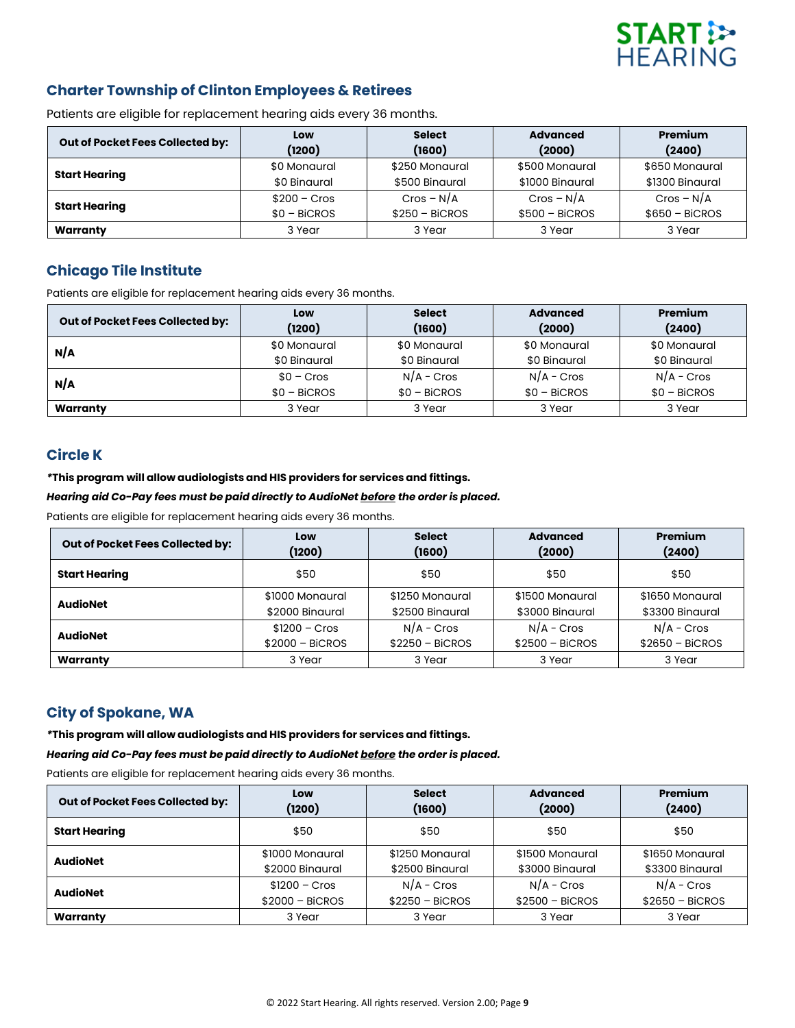## Charter Township of Clinton Employees & Retirees

Patients are eligible for replacement hearing aids every 36 months.

| Out of Pocket Fees Collected by: | Low (1200) | Select (1600) | Advanced (2000) | Premium (2400) |
|---|---|---|---|---|
| Start Hearing | $0 Monaural<br>$0 Binaural | $250 Monaural<br>$500 Binaural | $500 Monaural<br>$1000 Binaural | $650 Monaural<br>$1300 Binaural |
| Start Hearing | $200 – Cros<br>$0 – BiCROS | Cros – N/A<br>$250 – BiCROS | Cros – N/A<br>$500 – BiCROS | Cros – N/A<br>$650 – BiCROS |
| Warranty | 3 Year | 3 Year | 3 Year | 3 Year |

## Chicago Tile Institute

Patients are eligible for replacement hearing aids every 36 months.

| Out of Pocket Fees Collected by: | Low (1200) | Select (1600) | Advanced (2000) | Premium (2400) |
|---|---|---|---|---|
| N/A | $0 Monaural<br>$0 Binaural | $0 Monaural<br>$0 Binaural | $0 Monaural<br>$0 Binaural | $0 Monaural<br>$0 Binaural |
| N/A | $0 – Cros<br>$0 – BiCROS | N/A - Cros<br>$0 – BiCROS | N/A - Cros<br>$0 – BiCROS | N/A - Cros<br>$0 – BiCROS |
| Warranty | 3 Year | 3 Year | 3 Year | 3 Year |

## Circle K

***This program will allow audiologists and HIS providers for services and fittings.**

***Hearing aid Co-Pay fees must be paid directly to AudioNet before the order is placed.***

Patients are eligible for replacement hearing aids every 36 months.

| Out of Pocket Fees Collected by: | Low (1200) | Select (1600) | Advanced (2000) | Premium (2400) |
|---|---|---|---|---|
| Start Hearing | $50 | $50 | $50 | $50 |
| AudioNet | $1000 Monaural<br>$2000 Binaural | $1250 Monaural<br>$2500 Binaural | $1500 Monaural<br>$3000 Binaural | $1650 Monaural<br>$3300 Binaural |
| AudioNet | $1200 – Cros<br>$2000 – BiCROS | N/A - Cros<br>$2250 – BiCROS | N/A - Cros<br>$2500 – BiCROS | N/A - Cros<br>$2650 – BiCROS |
| Warranty | 3 Year | 3 Year | 3 Year | 3 Year |

## City of Spokane, WA

***This program will allow audiologists and HIS providers for services and fittings.**

***Hearing aid Co-Pay fees must be paid directly to AudioNet before the order is placed.***

Patients are eligible for replacement hearing aids every 36 months.

| Out of Pocket Fees Collected by: | Low (1200) | Select (1600) | Advanced (2000) | Premium (2400) |
|---|---|---|---|---|
| Start Hearing | $50 | $50 | $50 | $50 |
| AudioNet | $1000 Monaural<br>$2000 Binaural | $1250 Monaural<br>$2500 Binaural | $1500 Monaural<br>$3000 Binaural | $1650 Monaural<br>$3300 Binaural |
| AudioNet | $1200 – Cros<br>$2000 – BiCROS | N/A - Cros<br>$2250 – BiCROS | N/A - Cros<br>$2500 – BiCROS | N/A - Cros<br>$2650 – BiCROS |
| Warranty | 3 Year | 3 Year | 3 Year | 3 Year |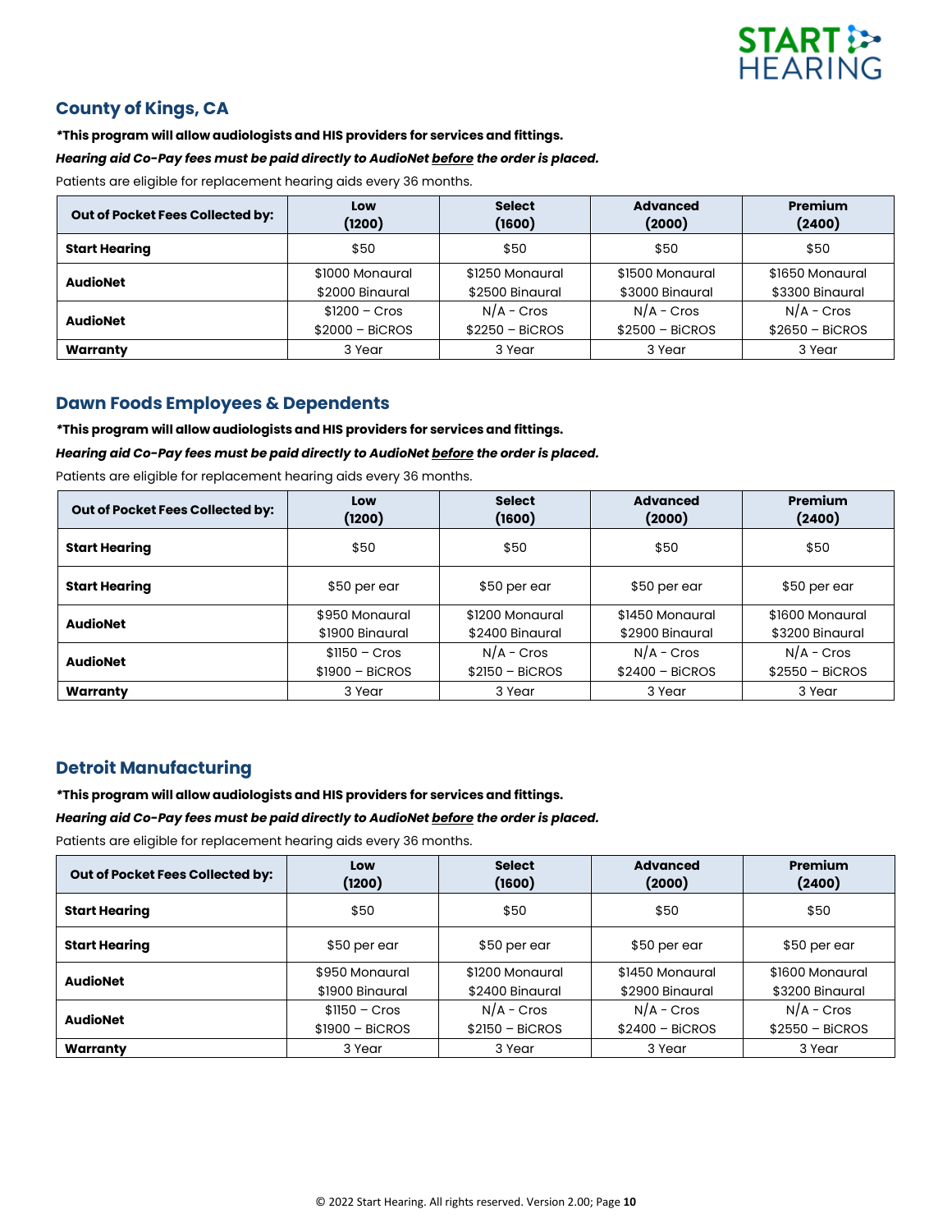## County of Kings, CA

***This program will allow audiologists and HIS providers for services and fittings.**

***Hearing aid Co-Pay fees must be paid directly to AudioNet before the order is placed.***

Patients are eligible for replacement hearing aids every 36 months.

| Out of Pocket Fees Collected by: | Low (1200) | Select (1600) | Advanced (2000) | Premium (2400) |
|---|---|---|---|---|
| **Start Hearing** | $50 | $50 | $50 | $50 |
| **AudioNet** | $1000 Monaural<br>$2000 Binaural | $1250 Monaural<br>$2500 Binaural | $1500 Monaural<br>$3000 Binaural | $1650 Monaural<br>$3300 Binaural |
| **AudioNet** | $1200 – Cros<br>$2000 – BiCROS | N/A - Cros<br>$2250 – BiCROS | N/A - Cros<br>$2500 – BiCROS | N/A - Cros<br>$2650 – BiCROS |
| **Warranty** | 3 Year | 3 Year | 3 Year | 3 Year |

## Dawn Foods Employees & Dependents

***This program will allow audiologists and HIS providers for services and fittings.**

***Hearing aid Co-Pay fees must be paid directly to AudioNet before the order is placed.***

Patients are eligible for replacement hearing aids every 36 months.

| Out of Pocket Fees Collected by: | Low (1200) | Select (1600) | Advanced (2000) | Premium (2400) |
|---|---|---|---|---|
| **Start Hearing** | $50 | $50 | $50 | $50 |
| **Start Hearing** | $50 per ear | $50 per ear | $50 per ear | $50 per ear |
| **AudioNet** | $950 Monaural<br>$1900 Binaural | $1200 Monaural<br>$2400 Binaural | $1450 Monaural<br>$2900 Binaural | $1600 Monaural<br>$3200 Binaural |
| **AudioNet** | $1150 – Cros<br>$1900 – BiCROS | N/A - Cros<br>$2150 – BiCROS | N/A - Cros<br>$2400 – BiCROS | N/A - Cros<br>$2550 – BiCROS |
| **Warranty** | 3 Year | 3 Year | 3 Year | 3 Year |

## Detroit Manufacturing

***This program will allow audiologists and HIS providers for services and fittings.**

***Hearing aid Co-Pay fees must be paid directly to AudioNet before the order is placed.***

Patients are eligible for replacement hearing aids every 36 months.

| Out of Pocket Fees Collected by: | Low (1200) | Select (1600) | Advanced (2000) | Premium (2400) |
|---|---|---|---|---|
| **Start Hearing** | $50 | $50 | $50 | $50 |
| **Start Hearing** | $50 per ear | $50 per ear | $50 per ear | $50 per ear |
| **AudioNet** | $950 Monaural<br>$1900 Binaural | $1200 Monaural<br>$2400 Binaural | $1450 Monaural<br>$2900 Binaural | $1600 Monaural<br>$3200 Binaural |
| **AudioNet** | $1150 – Cros<br>$1900 – BiCROS | N/A - Cros<br>$2150 – BiCROS | N/A - Cros<br>$2400 – BiCROS | N/A - Cros<br>$2550 – BiCROS |
| **Warranty** | 3 Year | 3 Year | 3 Year | 3 Year |

© 2022 Start Hearing. All rights reserved. Version 2.00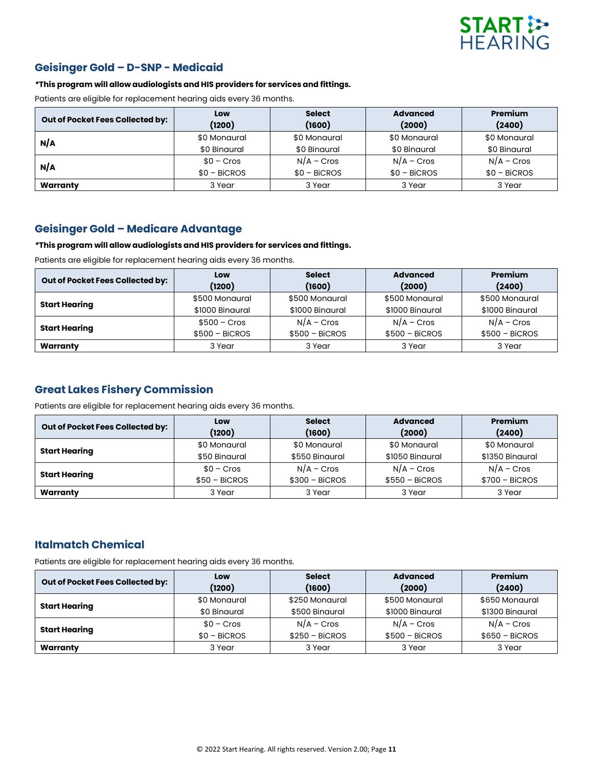## Geisinger Gold – D-SNP - Medicaid

**\*This program will allow audiologists and HIS providers for services and fittings.**

Patients are eligible for replacement hearing aids every 36 months.

| Out of Pocket Fees Collected by: | Low (1200) | Select (1600) | Advanced (2000) | Premium (2400) |
|---|---|---|---|---|
| N/A | $0 Monaural<br>$0 Binaural | $0 Monaural<br>$0 Binaural | $0 Monaural<br>$0 Binaural | $0 Monaural<br>$0 Binaural |
| N/A | $0 – Cros<br>$0 – BiCROS | N/A – Cros<br>$0 – BiCROS | N/A – Cros<br>$0 – BiCROS | N/A – Cros<br>$0 – BiCROS |
| **Warranty** | 3 Year | 3 Year | 3 Year | 3 Year |

## Geisinger Gold – Medicare Advantage

**\*This program will allow audiologists and HIS providers for services and fittings.**

Patients are eligible for replacement hearing aids every 36 months.

| Out of Pocket Fees Collected by: | Low (1200) | Select (1600) | Advanced (2000) | Premium (2400) |
|---|---|---|---|---|
| Start Hearing | $500 Monaural<br>$1000 Binaural | $500 Monaural<br>$1000 Binaural | $500 Monaural<br>$1000 Binaural | $500 Monaural<br>$1000 Binaural |
| Start Hearing | $500 – Cros<br>$500 – BiCROS | N/A – Cros<br>$500 – BiCROS | N/A – Cros<br>$500 – BiCROS | N/A – Cros<br>$500 – BiCROS |
| **Warranty** | 3 Year | 3 Year | 3 Year | 3 Year |

## Great Lakes Fishery Commission

Patients are eligible for replacement hearing aids every 36 months.

| Out of Pocket Fees Collected by: | Low (1200) | Select (1600) | Advanced (2000) | Premium (2400) |
|---|---|---|---|---|
| Start Hearing | $0 Monaural<br>$50 Binaural | $0 Monaural<br>$550 Binaural | $0 Monaural<br>$1050 Binaural | $0 Monaural<br>$1350 Binaural |
| Start Hearing | $0 – Cros<br>$50 – BiCROS | N/A – Cros<br>$300 – BiCROS | N/A – Cros<br>$550 – BiCROS | N/A – Cros<br>$700 – BiCROS |
| **Warranty** | 3 Year | 3 Year | 3 Year | 3 Year |

## Italmatch Chemical

Patients are eligible for replacement hearing aids every 36 months.

| Out of Pocket Fees Collected by: | Low (1200) | Select (1600) | Advanced (2000) | Premium (2400) |
|---|---|---|---|---|
| Start Hearing | $0 Monaural<br>$0 Binaural | $250 Monaural<br>$500 Binaural | $500 Monaural<br>$1000 Binaural | $650 Monaural<br>$1300 Binaural |
| Start Hearing | $0 – Cros<br>$0 – BiCROS | N/A – Cros<br>$250 – BiCROS | N/A – Cros<br>$500 – BiCROS | N/A – Cros<br>$650 – BiCROS |
| **Warranty** | 3 Year | 3 Year | 3 Year | 3 Year |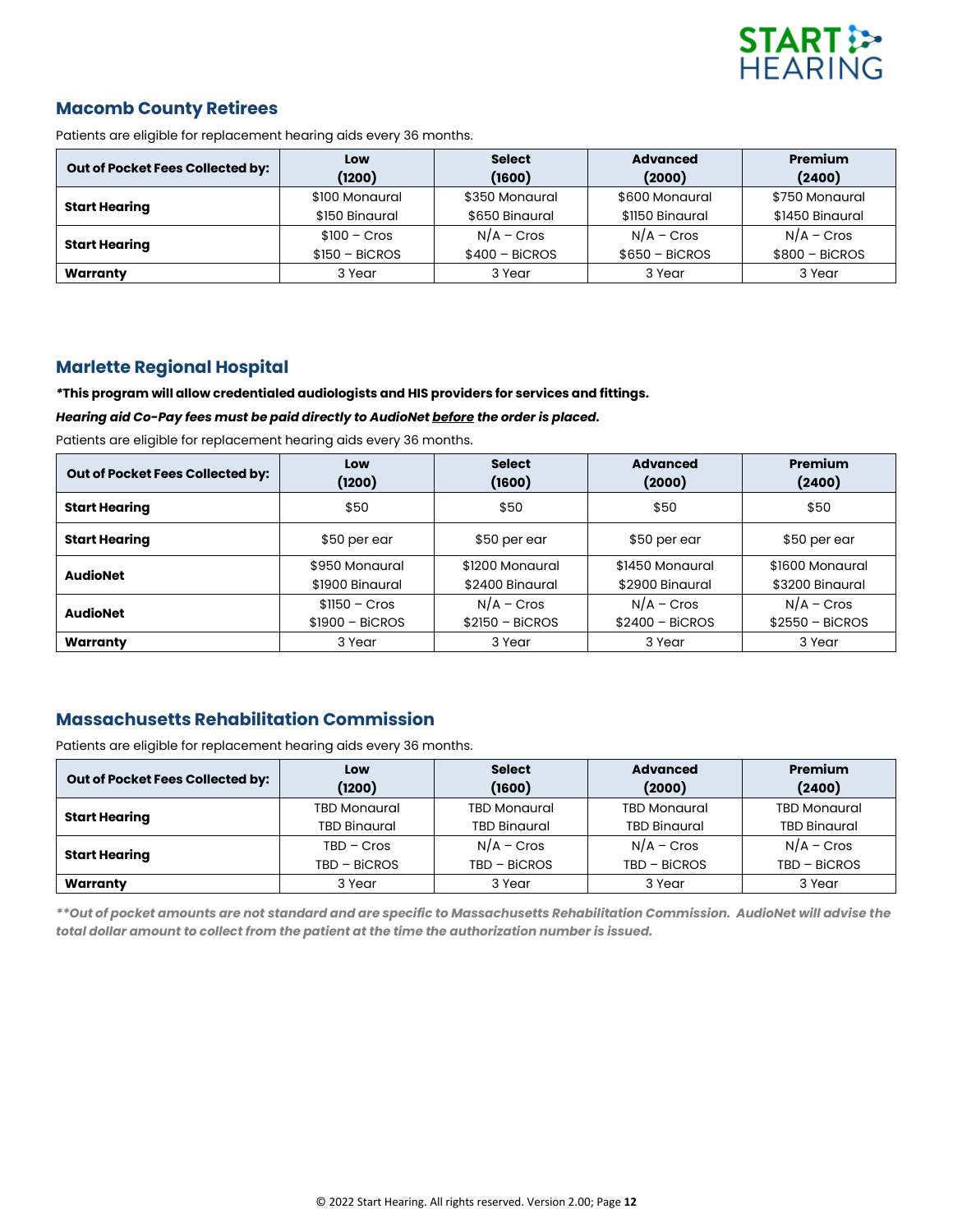## Macomb County Retirees

Patients are eligible for replacement hearing aids every 36 months.

| Out of Pocket Fees Collected by: | Low (1200) | Select (1600) | Advanced (2000) | Premium (2400) |
|---|---|---|---|---|
| **Start Hearing** | $100 Monaural<br>$150 Binaural | $350 Monaural<br>$650 Binaural | $600 Monaural<br>$1150 Binaural | $750 Monaural<br>$1450 Binaural |
| **Start Hearing** | $100 – Cros<br>$150 – BiCROS | N/A – Cros<br>$400 – BiCROS | N/A – Cros<br>$650 – BiCROS | N/A – Cros<br>$800 – BiCROS |
| **Warranty** | 3 Year | 3 Year | 3 Year | 3 Year |

## Marlette Regional Hospital

***This program will allow credentialed audiologists and HIS providers for services and fittings.**

***Hearing aid Co-Pay fees must be paid directly to AudioNet <u>before</u> the order is placed.***

Patients are eligible for replacement hearing aids every 36 months.

| Out of Pocket Fees Collected by: | Low (1200) | Select (1600) | Advanced (2000) | Premium (2400) |
|---|---|---|---|---|
| **Start Hearing** | $50 | $50 | $50 | $50 |
| **Start Hearing** | $50 per ear | $50 per ear | $50 per ear | $50 per ear |
| **AudioNet** | $950 Monaural<br>$1900 Binaural | $1200 Monaural<br>$2400 Binaural | $1450 Monaural<br>$2900 Binaural | $1600 Monaural<br>$3200 Binaural |
| **AudioNet** | $1150 – Cros<br>$1900 – BiCROS | N/A – Cros<br>$2150 – BiCROS | N/A – Cros<br>$2400 – BiCROS | N/A – Cros<br>$2550 – BiCROS |
| **Warranty** | 3 Year | 3 Year | 3 Year | 3 Year |

## Massachusetts Rehabilitation Commission

Patients are eligible for replacement hearing aids every 36 months.

| Out of Pocket Fees Collected by: | Low (1200) | Select (1600) | Advanced (2000) | Premium (2400) |
|---|---|---|---|---|
| **Start Hearing** | TBD Monaural<br>TBD Binaural | TBD Monaural<br>TBD Binaural | TBD Monaural<br>TBD Binaural | TBD Monaural<br>TBD Binaural |
| **Start Hearing** | TBD – Cros<br>TBD – BiCROS | N/A – Cros<br>TBD – BiCROS | N/A – Cros<br>TBD – BiCROS | N/A – Cros<br>TBD – BiCROS |
| **Warranty** | 3 Year | 3 Year | 3 Year | 3 Year |

***\*Out of pocket amounts are not standard and are specific to Massachusetts Rehabilitation Commission. AudioNet will advise the total dollar amount to collect from the patient at the time the authorization number is issued.***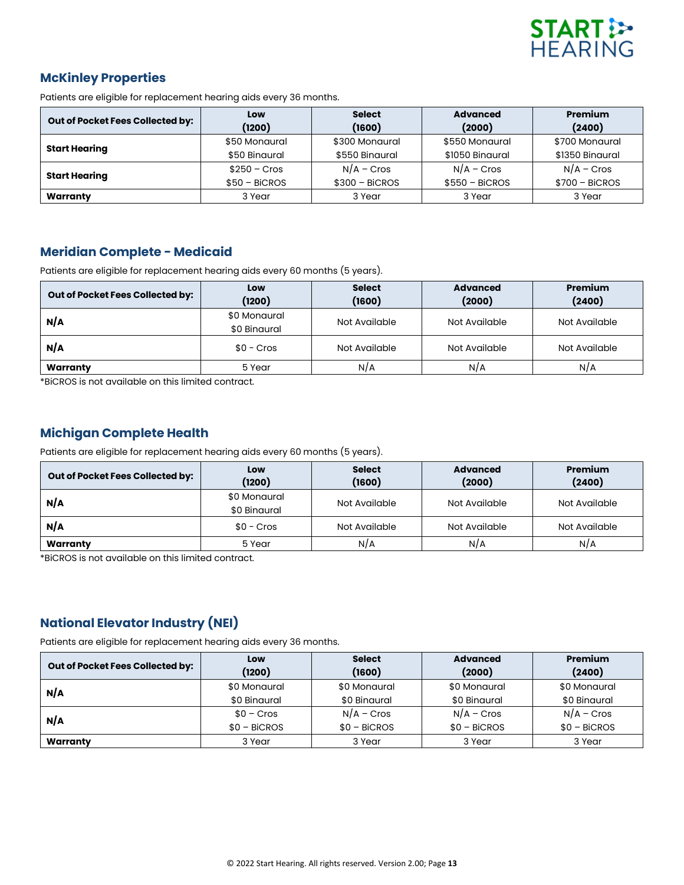## McKinley Properties

Patients are eligible for replacement hearing aids every 36 months.

| Out of Pocket Fees Collected by: | Low (1200) | Select (1600) | Advanced (2000) | Premium (2400) |
|---|---|---|---|---|
| Start Hearing | $50 Monaural<br>$50 Binaural | $300 Monaural<br>$550 Binaural | $550 Monaural<br>$1050 Binaural | $700 Monaural<br>$1350 Binaural |
| Start Hearing | $250 – Cros<br>$50 – BiCROS | N/A – Cros<br>$300 – BiCROS | N/A – Cros<br>$550 – BiCROS | N/A – Cros<br>$700 – BiCROS |
| Warranty | 3 Year | 3 Year | 3 Year | 3 Year |

## Meridian Complete - Medicaid

Patients are eligible for replacement hearing aids every 60 months (5 years).

| Out of Pocket Fees Collected by: | Low (1200) | Select (1600) | Advanced (2000) | Premium (2400) |
|---|---|---|---|---|
| N/A | $0 Monaural<br>$0 Binaural | Not Available | Not Available | Not Available |
| N/A | $0 - Cros | Not Available | Not Available | Not Available |
| Warranty | 5 Year | N/A | N/A | N/A |

*BiCROS is not available on this limited contract.

## Michigan Complete Health

Patients are eligible for replacement hearing aids every 60 months (5 years).

| Out of Pocket Fees Collected by: | Low (1200) | Select (1600) | Advanced (2000) | Premium (2400) |
|---|---|---|---|---|
| N/A | $0 Monaural<br>$0 Binaural | Not Available | Not Available | Not Available |
| N/A | $0 - Cros | Not Available | Not Available | Not Available |
| Warranty | 5 Year | N/A | N/A | N/A |

*BiCROS is not available on this limited contract.

## National Elevator Industry (NEI)

Patients are eligible for replacement hearing aids every 36 months.

| Out of Pocket Fees Collected by: | Low (1200) | Select (1600) | Advanced (2000) | Premium (2400) |
|---|---|---|---|---|
| N/A | $0 Monaural<br>$0 Binaural | $0 Monaural<br>$0 Binaural | $0 Monaural<br>$0 Binaural | $0 Monaural<br>$0 Binaural |
| N/A | $0 – Cros<br>$0 – BiCROS | N/A – Cros<br>$0 – BiCROS | N/A – Cros<br>$0 – BiCROS | N/A – Cros<br>$0 – BiCROS |
| Warranty | 3 Year | 3 Year | 3 Year | 3 Year |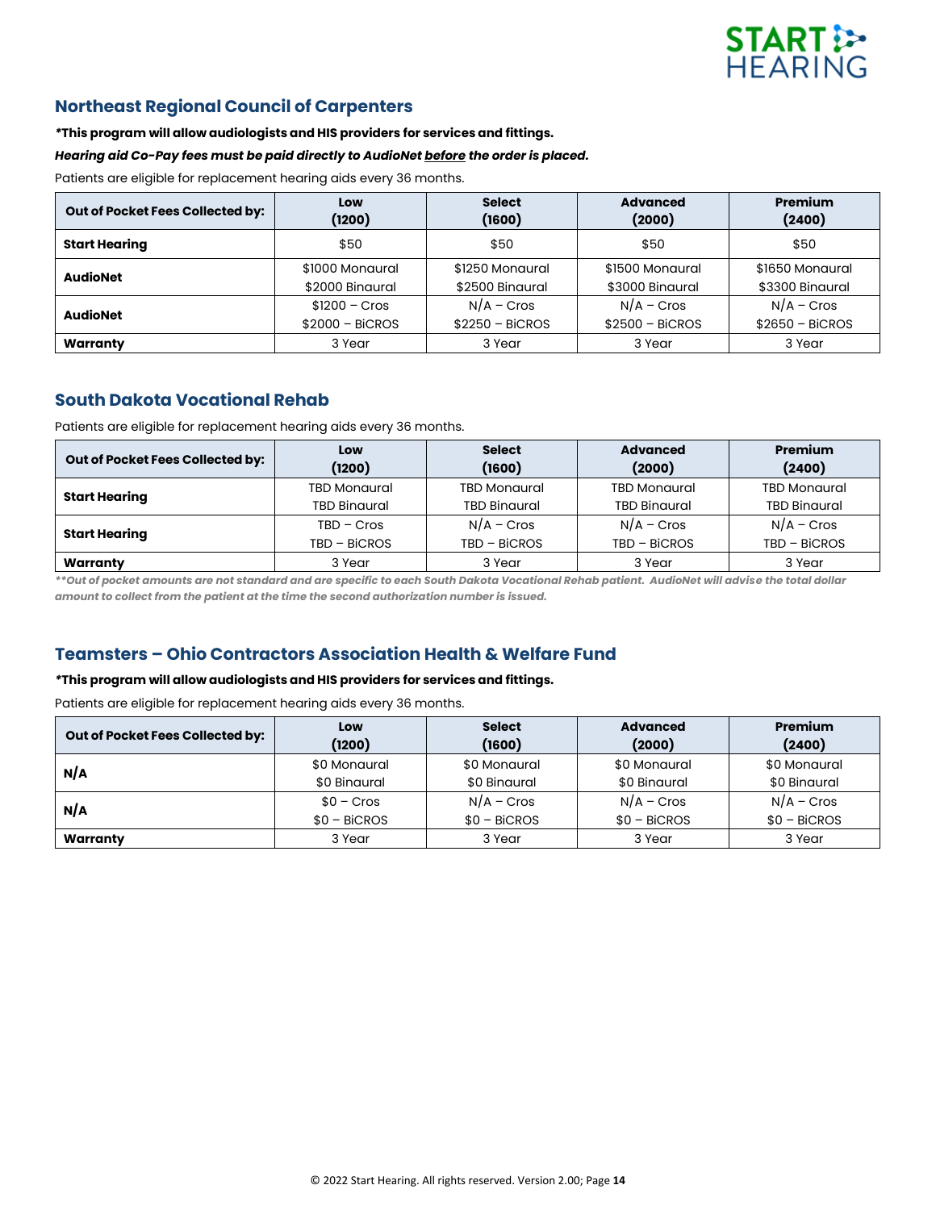## Northeast Regional Council of Carpenters

***This program will allow audiologists and HIS providers for services and fittings.**

***Hearing aid Co-Pay fees must be paid directly to AudioNet before the order is placed.***

Patients are eligible for replacement hearing aids every 36 months.

| Out of Pocket Fees Collected by: | Low (1200) | Select (1600) | Advanced (2000) | Premium (2400) |
|---|---|---|---|---|
| **Start Hearing** | $50 | $50 | $50 | $50 |
| **AudioNet** | $1000 Monaural<br>$2000 Binaural | $1250 Monaural<br>$2500 Binaural | $1500 Monaural<br>$3000 Binaural | $1650 Monaural<br>$3300 Binaural |
| **AudioNet** | $1200 – Cros<br>$2000 – BiCROS | N/A – Cros<br>$2250 – BiCROS | N/A – Cros<br>$2500 – BiCROS | N/A – Cros<br>$2650 – BiCROS |
| **Warranty** | 3 Year | 3 Year | 3 Year | 3 Year |

## South Dakota Vocational Rehab

Patients are eligible for replacement hearing aids every 36 months.

| Out of Pocket Fees Collected by: | Low (1200) | Select (1600) | Advanced (2000) | Premium (2400) |
|---|---|---|---|---|
| **Start Hearing** | TBD Monaural<br>TBD Binaural | TBD Monaural<br>TBD Binaural | TBD Monaural<br>TBD Binaural | TBD Monaural<br>TBD Binaural |
| **Start Hearing** | TBD – Cros<br>TBD – BiCROS | N/A – Cros<br>TBD – BiCROS | N/A – Cros<br>TBD – BiCROS | N/A – Cros<br>TBD – BiCROS |
| **Warranty** | 3 Year | 3 Year | 3 Year | 3 Year |

***\*Out of pocket amounts are not standard and are specific to each South Dakota Vocational Rehab patient. AudioNet will advise the total dollar amount to collect from the patient at the time the second authorization number is issued.***

## Teamsters – Ohio Contractors Association Health & Welfare Fund

***This program will allow audiologists and HIS providers for services and fittings.**

Patients are eligible for replacement hearing aids every 36 months.

| Out of Pocket Fees Collected by: | Low (1200) | Select (1600) | Advanced (2000) | Premium (2400) |
|---|---|---|---|---|
| **N/A** | $0 Monaural<br>$0 Binaural | $0 Monaural<br>$0 Binaural | $0 Monaural<br>$0 Binaural | $0 Monaural<br>$0 Binaural |
| **N/A** | $0 – Cros<br>$0 – BiCROS | N/A – Cros<br>$0 – BiCROS | N/A – Cros<br>$0 – BiCROS | N/A – Cros<br>$0 – BiCROS |
| **Warranty** | 3 Year | 3 Year | 3 Year | 3 Year |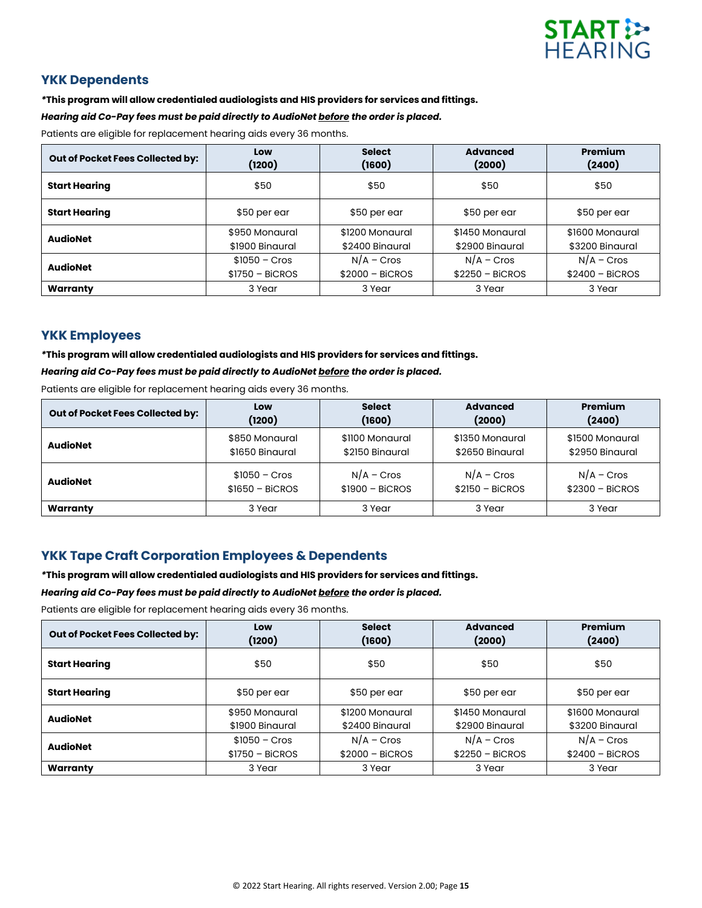## YKK Dependents

***This program will allow credentialed audiologists and HIS providers for services and fittings.**

***Hearing aid Co-Pay fees must be paid directly to AudioNet before the order is placed.***

Patients are eligible for replacement hearing aids every 36 months.

| Out of Pocket Fees Collected by: | Low (1200) | Select (1600) | Advanced (2000) | Premium (2400) |
|---|---|---|---|---|
| **Start Hearing** | $50 | $50 | $50 | $50 |
| **Start Hearing** | $50 per ear | $50 per ear | $50 per ear | $50 per ear |
| **AudioNet** | $950 Monaural<br>$1900 Binaural | $1200 Monaural<br>$2400 Binaural | $1450 Monaural<br>$2900 Binaural | $1600 Monaural<br>$3200 Binaural |
| **AudioNet** | $1050 – Cros<br>$1750 – BiCROS | N/A – Cros<br>$2000 – BiCROS | N/A – Cros<br>$2250 – BiCROS | N/A – Cros<br>$2400 – BiCROS |
| **Warranty** | 3 Year | 3 Year | 3 Year | 3 Year |

## YKK Employees

***This program will allow credentialed audiologists and HIS providers for services and fittings.**

***Hearing aid Co-Pay fees must be paid directly to AudioNet before the order is placed.***

Patients are eligible for replacement hearing aids every 36 months.

| Out of Pocket Fees Collected by: | Low (1200) | Select (1600) | Advanced (2000) | Premium (2400) |
|---|---|---|---|---|
| **AudioNet** | $850 Monaural<br>$1650 Binaural | $1100 Monaural<br>$2150 Binaural | $1350 Monaural<br>$2650 Binaural | $1500 Monaural<br>$2950 Binaural |
| **AudioNet** | $1050 – Cros<br>$1650 – BiCROS | N/A – Cros<br>$1900 – BiCROS | N/A – Cros<br>$2150 – BiCROS | N/A – Cros<br>$2300 – BiCROS |
| **Warranty** | 3 Year | 3 Year | 3 Year | 3 Year |

## YKK Tape Craft Corporation Employees & Dependents

***This program will allow credentialed audiologists and HIS providers for services and fittings.**

***Hearing aid Co-Pay fees must be paid directly to AudioNet before the order is placed.***

Patients are eligible for replacement hearing aids every 36 months.

| Out of Pocket Fees Collected by: | Low (1200) | Select (1600) | Advanced (2000) | Premium (2400) |
|---|---|---|---|---|
| **Start Hearing** | $50 | $50 | $50 | $50 |
| **Start Hearing** | $50 per ear | $50 per ear | $50 per ear | $50 per ear |
| **AudioNet** | $950 Monaural<br>$1900 Binaural | $1200 Monaural<br>$2400 Binaural | $1450 Monaural<br>$2900 Binaural | $1600 Monaural<br>$3200 Binaural |
| **AudioNet** | $1050 – Cros<br>$1750 – BiCROS | N/A – Cros<br>$2000 – BiCROS | N/A – Cros<br>$2250 – BiCROS | N/A – Cros<br>$2400 – BiCROS |
| **Warranty** | 3 Year | 3 Year | 3 Year | 3 Year |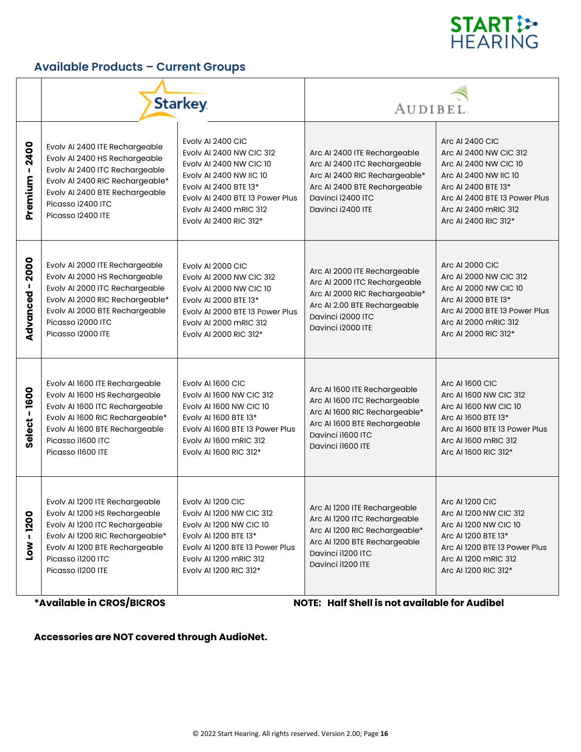## Available Products – Current Groups

| | Starkey | | Audibel | |
|---|---|---|---|---|
| **Premium - 2400** | Evolv AI 2400 ITE Rechargeable<br>Evolv AI 2400 HS Rechargeable<br>Evolv AI 2400 ITC Rechargeable<br>Evolv AI 2400 RIC Rechargeable*<br>Evolv AI 2400 BTE Rechargeable<br>Picasso i2400 ITC<br>Picasso I2400 ITE | Evolv AI 2400 CIC<br>Evolv AI 2400 NW CIC 312<br>Evolv AI 2400 NW CIC 10<br>Evolv AI 2400 NW IIC 10<br>Evolv AI 2400 BTE 13*<br>Evolv AI 2400 BTE 13 Power Plus<br>Evolv AI 2400 mRIC 312<br>Evolv AI 2400 RIC 312* | Arc AI 2400 ITE Rechargeable<br>Arc AI 2400 ITC Rechargeable<br>Arc AI 2400 RIC Rechargeable*<br>Arc AI 2400 BTE Rechargeable<br>Davinci i2400 ITC<br>Davinci i2400 ITE | Arc AI 2400 CIC<br>Arc AI 2400 NW CIC 312<br>Arc AI 2400 NW CIC 10<br>Arc AI 2400 NW IIC 10<br>Arc AI 2400 BTE 13 Power Plus<br>Arc AI 2400 mRIC 312<br>Arc AI 2400 RIC 312* |
| **Advanced - 2000** | Evolv AI 2000 ITE Rechargeable<br>Evolv AI 2000 HS Rechargeable<br>Evolv AI 2000 ITC Rechargeable<br>Evolv AI 2000 RIC Rechargeable*<br>Evolv AI 2000 BTE Rechargeable<br>Picasso i2000 ITC<br>Picasso I2000 ITE | Evolv AI 2000 CIC<br>Evolv AI 2000 NW CIC 312<br>Evolv AI 2000 NW CIC 10<br>Evolv AI 2000 BTE 13*<br>Evolv AI 2000 BTE 13 Power Plus<br>Evolv AI 2000 mRIC 312<br>Evolv AI 2000 RIC 312* | Arc AI 2000 ITE Rechargeable<br>Arc AI 2000 ITC Rechargeable<br>Arc AI 2000 RIC Rechargeable*<br>Arc AI 2.00 BTE Rechargeable<br>Davinci i2000 ITC<br>Davinci i2000 ITE | Arc AI 2000 CIC<br>Arc AI 2000 NW CIC 312<br>Arc AI 2000 NW CIC 10<br>Arc AI 2000 BTE 13*<br>Arc AI 2000 BTE 13 Power Plus<br>Arc AI 2000 mRIC 312<br>Arc AI 2000 RIC 312* |
| **Select - 1600** | Evolv AI 1600 ITE Rechargeable<br>Evolv AI 1600 HS Rechargeable<br>Evolv AI 1600 ITC Rechargeable<br>Evolv AI 1600 RIC Rechargeable*<br>Evolv AI 1600 BTE Rechargeable<br>Picasso i1600 ITC<br>Picasso I1600 ITE | Evolv AI 1600 CIC<br>Evolv AI 1600 NW CIC 312<br>Evolv AI 1600 NW CIC 10<br>Evolv AI 1600 BTE 13*<br>Evolv AI 1600 BTE 13 Power Plus<br>Evolv AI 1600 mRIC 312<br>Evolv AI 1600 RIC 312* | Arc AI 1600 ITE Rechargeable<br>Arc AI 1600 ITC Rechargeable<br>Arc AI 1600 RIC Rechargeable*<br>Arc AI 1600 BTE Rechargeable<br>Davinci i1600 ITC<br>Davinci i1600 ITE | Arc AI 1600 CIC<br>Arc AI 1600 NW CIC 312<br>Arc AI 1600 NW CIC 10<br>Arc AI 1600 BTE 13*<br>Arc AI 1600 BTE 13 Power Plus<br>Arc AI 1600 mRIC 312<br>Arc AI 1600 RIC 312* |
| **Low - 1200** | Evolv AI 1200 ITE Rechargeable<br>Evolv AI 1200 HS Rechargeable<br>Evolv AI 1200 ITC Rechargeable<br>Evolv AI 1200 RIC Rechargeable*<br>Evolv AI 1200 BTE Rechargeable<br>Picasso i1200 ITC<br>Picasso I1200 ITE | Evolv AI 1200 CIC<br>Evolv AI 1200 NW CIC 312<br>Evolv AI 1200 NW CIC 10<br>Evolv AI 1200 BTE 13*<br>Evolv AI 1200 BTE 13 Power Plus<br>Evolv AI 1200 mRIC 312<br>Evolv AI 1200 RIC 312* | Arc AI 1200 ITE Rechargeable<br>Arc AI 1200 ITC Rechargeable<br>Arc AI 1200 RIC Rechargeable*<br>Arc AI 1200 BTE Rechargeable<br>Davinci i1200 ITC<br>Davinci i1200 ITE | Arc AI 1200 CIC<br>Arc AI 1200 NW CIC 312<br>Arc AI 1200 NW CIC 10<br>Arc AI 1200 BTE 13*<br>Arc AI 1200 BTE 13 Power Plus<br>Arc AI 1200 mRIC 312<br>Arc AI 1200 RIC 312* |

**\*Available in CROS/BICROS**

**NOTE: Half Shell is not available for Audibel**

**Accessories are NOT covered through AudioNet.**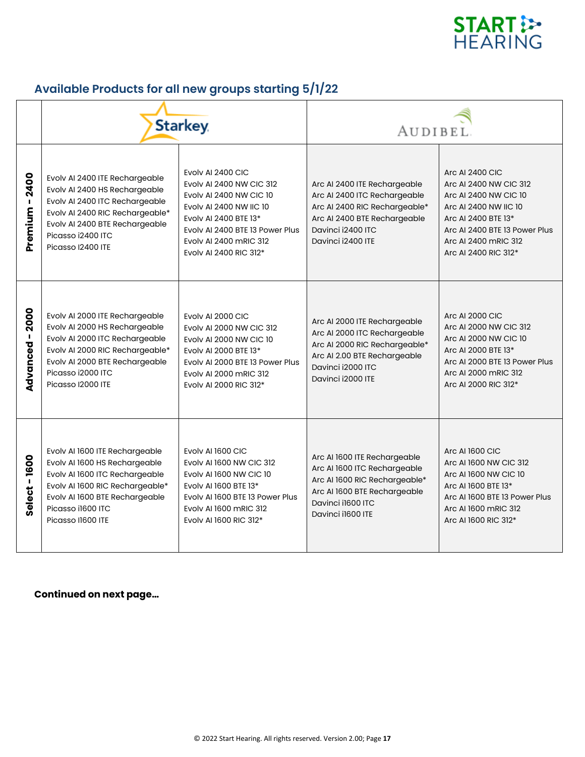## Available Products for all new groups starting 5/1/22

| | Starkey | | Audibel | |
|---|---|---|---|---|
| **Premium - 2400** | Evolv AI 2400 ITE Rechargeable<br>Evolv AI 2400 HS Rechargeable<br>Evolv AI 2400 ITC Rechargeable<br>Evolv AI 2400 RIC Rechargeable*<br>Evolv AI 2400 BTE Rechargeable<br>Picasso i2400 ITC<br>Picasso I2400 ITE | Evolv AI 2400 CIC<br>Evolv AI 2400 NW CIC 312<br>Evolv AI 2400 NW CIC 10<br>Evolv AI 2400 NW IIC 10<br>Evolv AI 2400 BTE 13*<br>Evolv AI 2400 BTE 13 Power Plus<br>Evolv AI 2400 mRIC 312<br>Evolv AI 2400 RIC 312* | Arc AI 2400 ITE Rechargeable<br>Arc AI 2400 ITC Rechargeable<br>Arc AI 2400 RIC Rechargeable*<br>Arc AI 2400 BTE Rechargeable<br>Davinci i2400 ITC<br>Davinci i2400 ITE | Arc AI 2400 CIC<br>Arc AI 2400 NW CIC 312<br>Arc AI 2400 NW CIC 10<br>Arc AI 2400 NW IIC 10<br>Arc AI 2400 BTE 13*<br>Arc AI 2400 BTE 13 Power Plus<br>Arc AI 2400 mRIC 312<br>Arc AI 2400 RIC 312* |
| **Advanced - 2000** | Evolv AI 2000 ITE Rechargeable<br>Evolv AI 2000 HS Rechargeable<br>Evolv AI 2000 ITC Rechargeable<br>Evolv AI 2000 RIC Rechargeable*<br>Evolv AI 2000 BTE Rechargeable<br>Picasso i2000 ITC<br>Picasso I2000 ITE | Evolv AI 2000 CIC<br>Evolv AI 2000 NW CIC 312<br>Evolv AI 2000 NW CIC 10<br>Evolv AI 2000 BTE 13*<br>Evolv AI 2000 BTE 13 Power Plus<br>Evolv AI 2000 mRIC 312<br>Evolv AI 2000 RIC 312* | Arc AI 2000 ITE Rechargeable<br>Arc AI 2000 ITC Rechargeable<br>Arc AI 2000 RIC Rechargeable*<br>Arc AI 2.00 BTE Rechargeable<br>Davinci i2000 ITC<br>Davinci i2000 ITE | Arc AI 2000 CIC<br>Arc AI 2000 NW CIC 312<br>Arc AI 2000 NW CIC 10<br>Arc AI 2000 BTE 13*<br>Arc AI 2000 BTE 13 Power Plus<br>Arc AI 2000 mRIC 312<br>Arc AI 2000 RIC 312* |
| **Select - 1600** | Evolv AI 1600 ITE Rechargeable<br>Evolv AI 1600 HS Rechargeable<br>Evolv AI 1600 ITC Rechargeable<br>Evolv AI 1600 RIC Rechargeable*<br>Evolv AI 1600 BTE Rechargeable<br>Picasso i1600 ITC<br>Picasso I1600 ITE | Evolv AI 1600 CIC<br>Evolv AI 1600 NW CIC 312<br>Evolv AI 1600 NW CIC 10<br>Evolv AI 1600 BTE 13*<br>Evolv AI 1600 BTE 13 Power Plus<br>Evolv AI 1600 mRIC 312<br>Evolv AI 1600 RIC 312* | Arc AI 1600 ITE Rechargeable<br>Arc AI 1600 ITC Rechargeable<br>Arc AI 1600 RIC Rechargeable*<br>Arc AI 1600 BTE Rechargeable<br>Davinci i1600 ITC<br>Davinci i1600 ITE | Arc AI 1600 CIC<br>Arc AI 1600 NW CIC 312<br>Arc AI 1600 NW CIC 10<br>Arc AI 1600 BTE 13*<br>Arc AI 1600 BTE 13 Power Plus<br>Arc AI 1600 mRIC 312<br>Arc AI 1600 RIC 312* |

**Continued on next page…**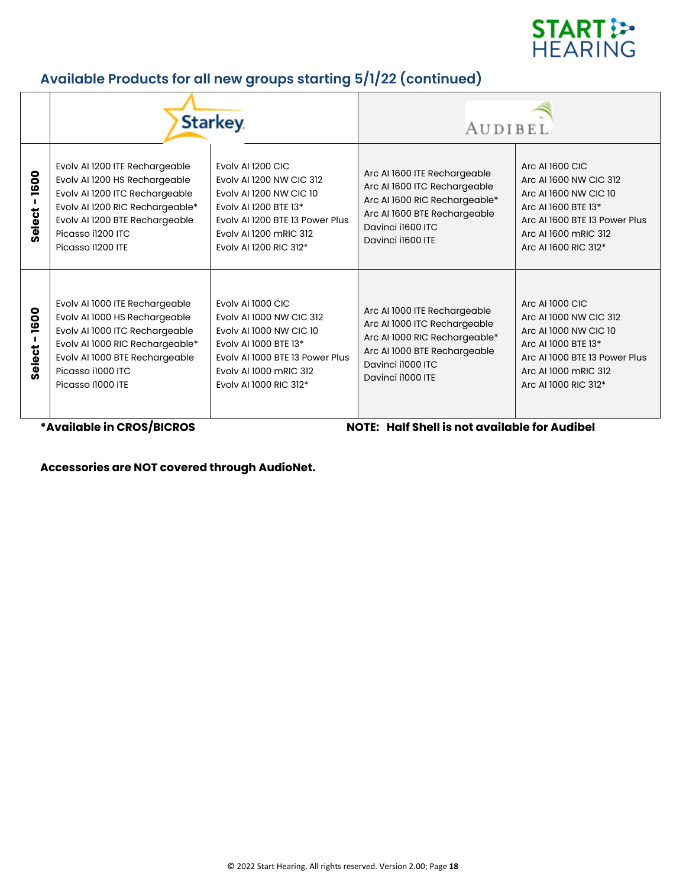## Available Products for all new groups starting 5/1/22 (continued)

| | Starkey | | Audibel | |
|---|---|---|---|---|
| **Select - 1600** | Evolv AI 1200 ITE Rechargeable<br>Evolv AI 1200 HS Rechargeable<br>Evolv AI 1200 ITC Rechargeable<br>Evolv AI 1200 RIC Rechargeable*<br>Evolv AI 1200 BTE Rechargeable<br>Picasso i1200 ITC<br>Picasso I1200 ITE | Evolv AI 1200 CIC<br>Evolv AI 1200 NW CIC 312<br>Evolv AI 1200 NW CIC 10<br>Evolv AI 1200 BTE 13*<br>Evolv AI 1200 BTE 13 Power Plus<br>Evolv AI 1200 mRIC 312<br>Evolv AI 1200 RIC 312* | Arc AI 1600 ITE Rechargeable<br>Arc AI 1600 ITC Rechargeable<br>Arc AI 1600 RIC Rechargeable*<br>Arc AI 1600 BTE Rechargeable<br>Davinci i1600 ITC<br>Davinci i1600 ITE | Arc AI 1600 CIC<br>Arc AI 1600 NW CIC 312<br>Arc AI 1600 NW CIC 10<br>Arc AI 1600 BTE 13*<br>Arc AI 1600 BTE 13 Power Plus<br>Arc AI 1600 mRIC 312<br>Arc AI 1600 RIC 312* |
| **Select - 1600** | Evolv AI 1000 ITE Rechargeable<br>Evolv AI 1000 HS Rechargeable<br>Evolv AI 1000 ITC Rechargeable<br>Evolv AI 1000 RIC Rechargeable*<br>Evolv AI 1000 BTE Rechargeable<br>Picasso i1000 ITC<br>Picasso I1000 ITE | Evolv AI 1000 CIC<br>Evolv AI 1000 NW CIC 312<br>Evolv AI 1000 NW CIC 10<br>Evolv AI 1000 BTE 13*<br>Evolv AI 1000 BTE 13 Power Plus<br>Evolv AI 1000 mRIC 312<br>Evolv AI 1000 RIC 312* | Arc AI 1000 ITE Rechargeable<br>Arc AI 1000 ITC Rechargeable<br>Arc AI 1000 RIC Rechargeable*<br>Arc AI 1000 BTE Rechargeable<br>Davinci i1000 ITC<br>Davinci i1000 ITE | Arc AI 1000 CIC<br>Arc AI 1000 NW CIC 312<br>Arc AI 1000 NW CIC 10<br>Arc AI 1000 BTE 13*<br>Arc AI 1000 BTE 13 Power Plus<br>Arc AI 1000 mRIC 312<br>Arc AI 1000 RIC 312* |

**\*Available in CROS/BICROS**

**NOTE: Half Shell is not available for Audibel**

**Accessories are NOT covered through AudioNet.**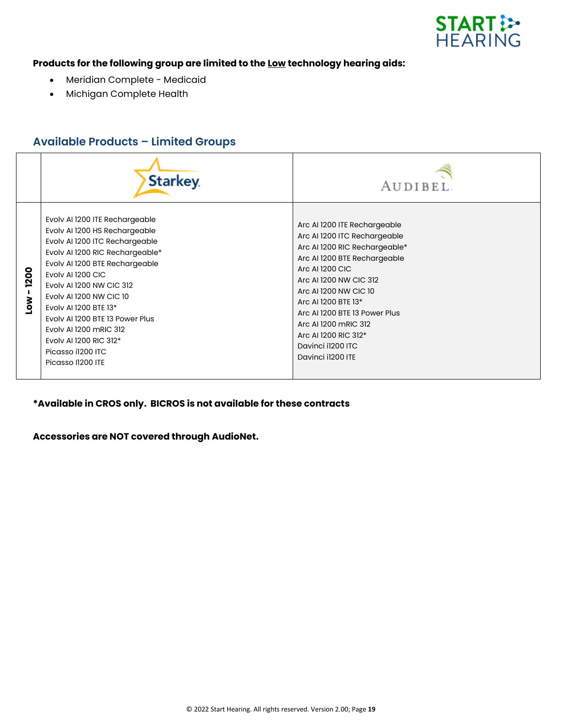**Products for the following group are limited to the Low technology hearing aids:**

- Meridian Complete - Medicaid
- Michigan Complete Health

## Available Products – Limited Groups

| | Starkey | Audibel |
|---|---|---|
| Low - 1200 | Evolv AI 1200 ITE Rechargeable<br>Evolv AI 1200 HS Rechargeable<br>Evolv AI 1200 ITC Rechargeable<br>Evolv AI 1200 RIC Rechargeable*<br>Evolv AI 1200 BTE Rechargeable<br>Evolv AI 1200 CIC<br>Evolv AI 1200 NW CIC 312<br>Evolv AI 1200 NW CIC 10<br>Evolv AI 1200 BTE 13*<br>Evolv AI 1200 BTE 13 Power Plus<br>Evolv AI 1200 mRIC 312<br>Evolv AI 1200 RIC 312*<br>Picasso i1200 ITC<br>Picasso I1200 ITE | Arc AI 1200 ITE Rechargeable<br>Arc AI 1200 ITC Rechargeable<br>Arc AI 1200 RIC Rechargeable*<br>Arc AI 1200 BTE Rechargeable<br>Arc AI 1200 CIC<br>Arc AI 1200 NW CIC 312<br>Arc AI 1200 NW CIC 10<br>Arc AI 1200 BTE 13*<br>Arc AI 1200 BTE 13 Power Plus<br>Arc AI 1200 mRIC 312<br>Arc AI 1200 RIC 312*<br>Davinci i1200 ITC<br>Davinci i1200 ITE |

**\*Available in CROS only. BICROS is not available for these contracts**

**Accessories are NOT covered through AudioNet.**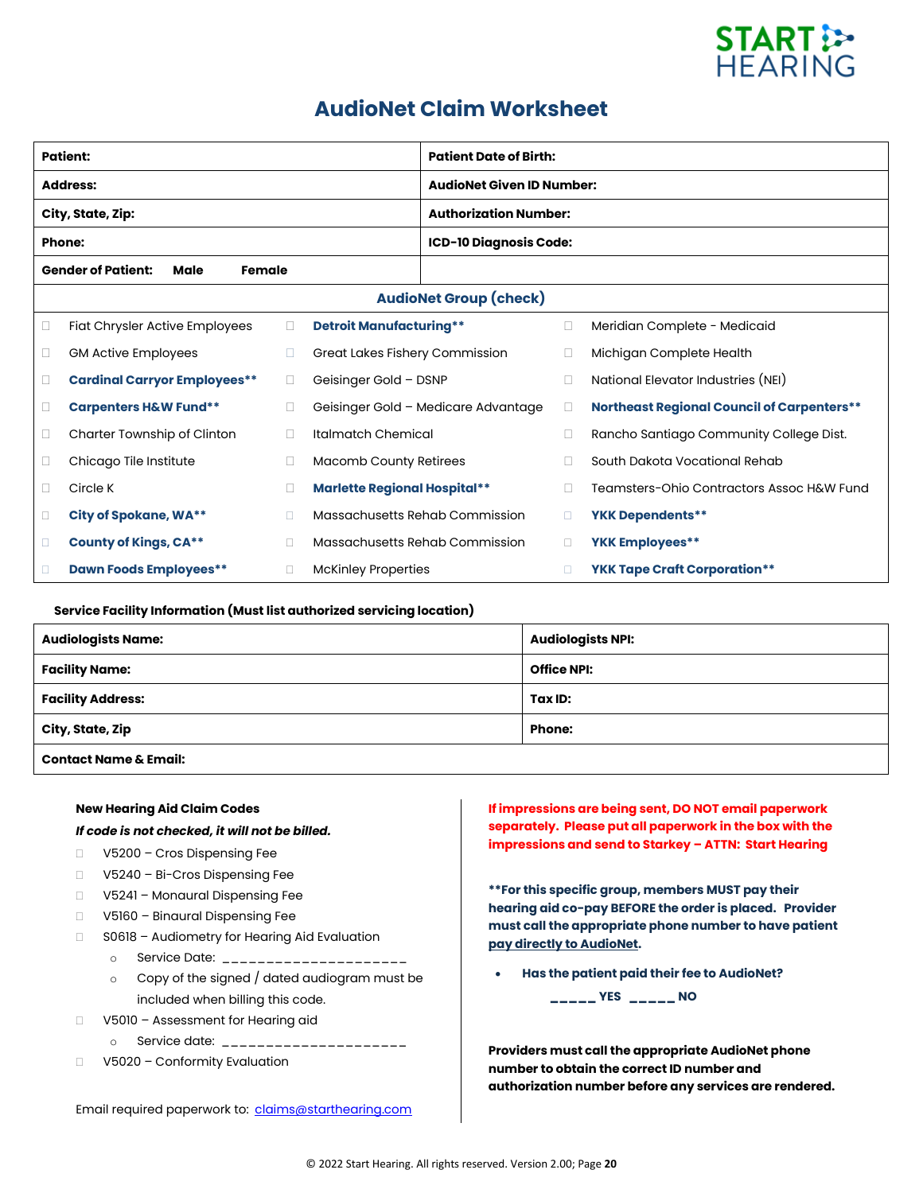# AudioNet Claim Worksheet

| Patient: | Patient Date of Birth: |
|---|---|
| Address: | AudioNet Given ID Number: |
| City, State, Zip: | Authorization Number: |
| Phone: | ICD-10 Diagnosis Code: |
| Gender of Patient: Male Female | |

**AudioNet Group (check)**

| | | |
|---|---|---|
| ☐ Fiat Chrysler Active Employees | ☐ **Detroit Manufacturing\*\*** | ☐ Meridian Complete - Medicaid |
| ☐ GM Active Employees | ☐ Great Lakes Fishery Commission | ☐ Michigan Complete Health |
| ☐ **Cardinal Carryor Employees\*\*** | ☐ Geisinger Gold – DSNP | ☐ National Elevator Industries (NEI) |
| ☐ **Carpenters H&W Fund\*\*** | ☐ Geisinger Gold – Medicare Advantage | ☐ **Northeast Regional Council of Carpenters\*\*** |
| ☐ Charter Township of Clinton | ☐ Italmatch Chemical | ☐ Rancho Santiago Community College Dist. |
| ☐ Chicago Tile Institute | ☐ Macomb County Retirees | ☐ South Dakota Vocational Rehab |
| ☐ Circle K | ☐ **Marlette Regional Hospital\*\*** | ☐ Teamsters-Ohio Contractors Assoc H&W Fund |
| ☐ **City of Spokane, WA\*\*** | ☐ Massachusetts Rehab Commission | ☐ **YKK Dependents\*\*** |
| ☐ **County of Kings, CA\*\*** | ☐ Massachusetts Rehab Commission | ☐ **YKK Employees\*\*** |
| ☐ **Dawn Foods Employees\*\*** | ☐ McKinley Properties | ☐ **YKK Tape Craft Corporation\*\*** |

**Service Facility Information (Must list authorized servicing location)**

| Audiologists Name: | Audiologists NPI: |
|---|---|
| Facility Name: | Office NPI: |
| Facility Address: | Tax ID: |
| City, State, Zip | Phone: |
| Contact Name & Email: | |

**New Hearing Aid Claim Codes**

***If code is not checked, it will not be billed.***

- ☐ V5200 – Cros Dispensing Fee
- ☐ V5240 – Bi-Cros Dispensing Fee
- ☐ V5241 – Monaural Dispensing Fee
- ☐ V5160 – Binaural Dispensing Fee
- ☐ S0618 – Audiometry for Hearing Aid Evaluation
  - Service Date: ______________________
  - Copy of the signed / dated audiogram must be included when billing this code.
- ☐ V5010 – Assessment for Hearing aid
  - Service date: ______________________
- ☐ V5020 – Conformity Evaluation

Email required paperwork to: claims@starthearing.com

**If impressions are being sent, DO NOT email paperwork separately. Please put all paperwork in the box with the impressions and send to Starkey – ATTN: Start Hearing**

**\*\*For this specific group, members MUST pay their hearing aid co-pay BEFORE the order is placed. Provider must call the appropriate phone number to have patient pay directly to AudioNet.**

- **Has the patient paid their fee to AudioNet?**

  **_____ YES _____ NO**

**Providers must call the appropriate AudioNet phone number to obtain the correct ID number and authorization number before any services are rendered.**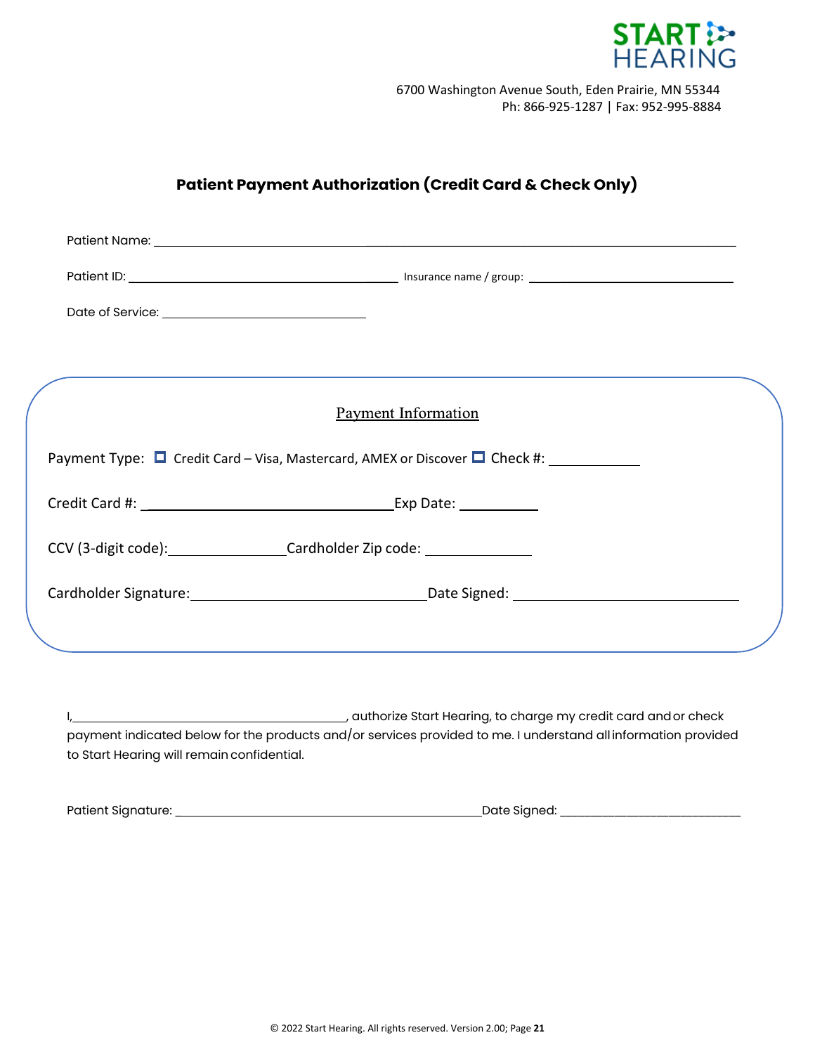START HEARING

6700 Washington Avenue South, Eden Prairie, MN 55344
Ph: 866-925-1287 | Fax: 952-995-8884

## Patient Payment Authorization (Credit Card & Check Only)

Patient Name: ______________________________________________

Patient ID: ______________________ Insurance name / group: ______________________

Date of Service: ________________

### Payment Information

Payment Type: ☐ Credit Card – Visa, Mastercard, AMEX or Discover ☐ Check #: ________

Credit Card #: ______________________ Exp Date: ________

CCV (3-digit code): __________ Cardholder Zip code: __________

Cardholder Signature: ______________________ Date Signed: ______________________

I, ______________________________, authorize Start Hearing, to charge my credit card and or check payment indicated below for the products and/or services provided to me. I understand all information provided to Start Hearing will remain confidential.

Patient Signature: ______________________________ Date Signed: ______________________

© 2022 Start Hearing. All rights reserved. Version 2.00